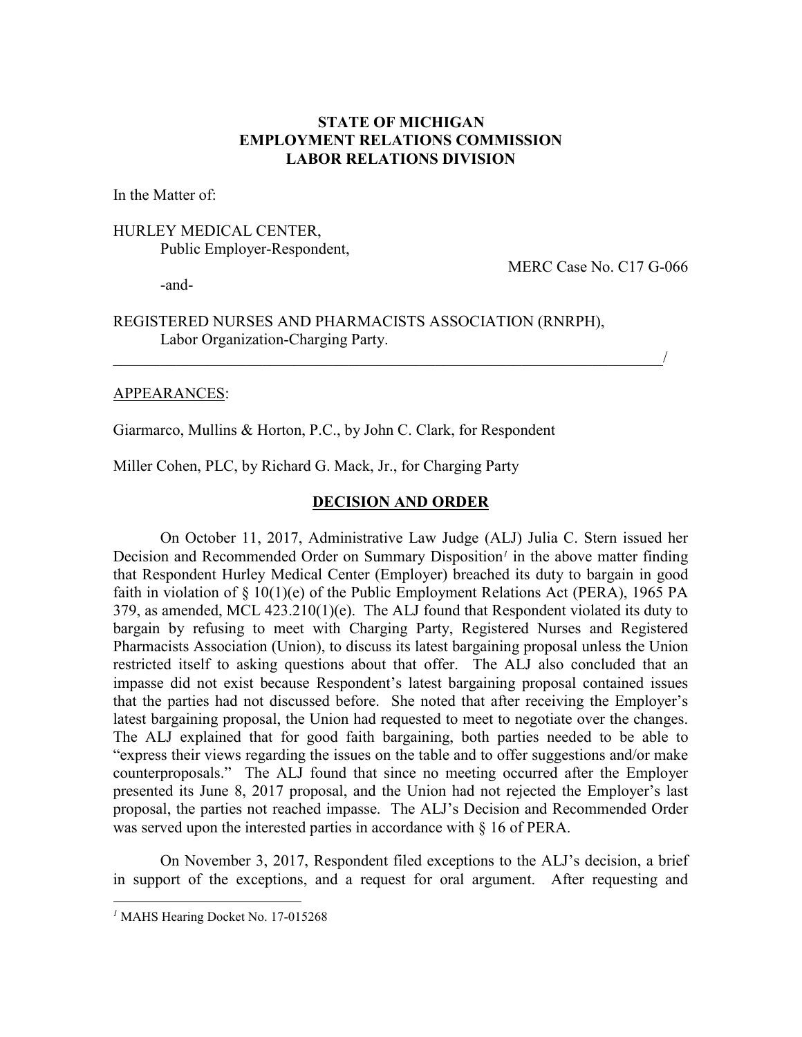**STATE OF MICHIGAN**
**EMPLOYMENT RELATIONS COMMISSION**
**LABOR RELATIONS DIVISION**

In the Matter of:

HURLEY MEDICAL CENTER,
Public Employer-Respondent,

MERC Case No. C17 G-066

-and-

REGISTERED NURSES AND PHARMACISTS ASSOCIATION (RNRPH),
Labor Organization-Charging Party.
_____________________________________________________________________/

APPEARANCES:

Giarmarco, Mullins & Horton, P.C., by John C. Clark, for Respondent

Miller Cohen, PLC, by Richard G. Mack, Jr., for Charging Party

## DECISION AND ORDER

On October 11, 2017, Administrative Law Judge (ALJ) Julia C. Stern issued her Decision and Recommended Order on Summary Disposition[1] in the above matter finding that Respondent Hurley Medical Center (Employer) breached its duty to bargain in good faith in violation of § 10(1)(e) of the Public Employment Relations Act (PERA), 1965 PA 379, as amended, MCL 423.210(1)(e). The ALJ found that Respondent violated its duty to bargain by refusing to meet with Charging Party, Registered Nurses and Registered Pharmacists Association (Union), to discuss its latest bargaining proposal unless the Union restricted itself to asking questions about that offer. The ALJ also concluded that an impasse did not exist because Respondent's latest bargaining proposal contained issues that the parties had not discussed before. She noted that after receiving the Employer's latest bargaining proposal, the Union had requested to meet to negotiate over the changes. The ALJ explained that for good faith bargaining, both parties needed to be able to "express their views regarding the issues on the table and to offer suggestions and/or make counterproposals." The ALJ found that since no meeting occurred after the Employer presented its June 8, 2017 proposal, and the Union had not rejected the Employer's last proposal, the parties not reached impasse. The ALJ's Decision and Recommended Order was served upon the interested parties in accordance with § 16 of PERA.

On November 3, 2017, Respondent filed exceptions to the ALJ's decision, a brief in support of the exceptions, and a request for oral argument. After requesting and

---

[1] MAHS Hearing Docket No. 17-015268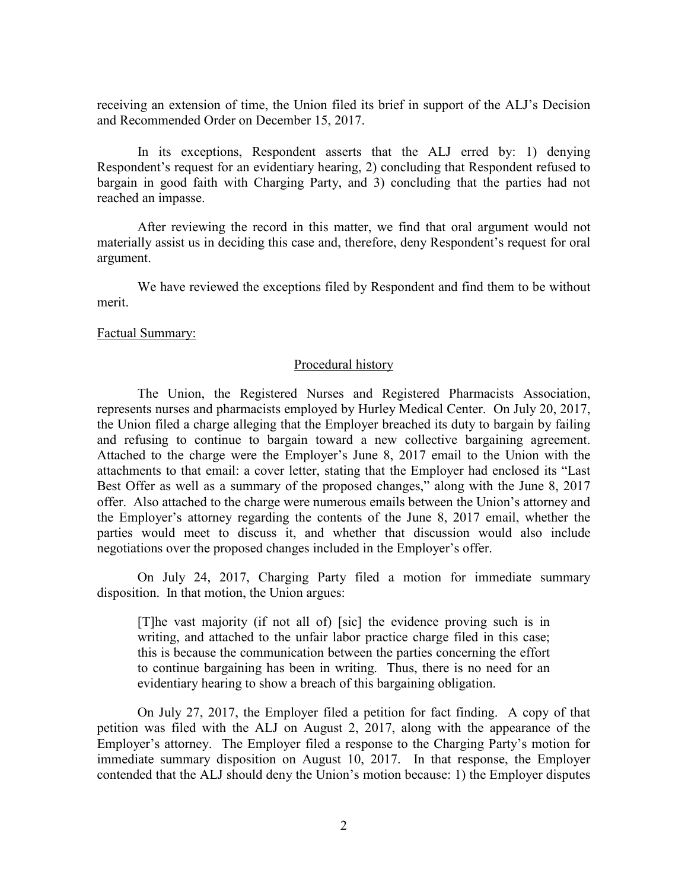receiving an extension of time, the Union filed its brief in support of the ALJ's Decision and Recommended Order on December 15, 2017.

In its exceptions, Respondent asserts that the ALJ erred by: 1) denying Respondent's request for an evidentiary hearing, 2) concluding that Respondent refused to bargain in good faith with Charging Party, and 3) concluding that the parties had not reached an impasse.

After reviewing the record in this matter, we find that oral argument would not materially assist us in deciding this case and, therefore, deny Respondent's request for oral argument.

We have reviewed the exceptions filed by Respondent and find them to be without merit.

Factual Summary:

Procedural history

The Union, the Registered Nurses and Registered Pharmacists Association, represents nurses and pharmacists employed by Hurley Medical Center. On July 20, 2017, the Union filed a charge alleging that the Employer breached its duty to bargain by failing and refusing to continue to bargain toward a new collective bargaining agreement. Attached to the charge were the Employer's June 8, 2017 email to the Union with the attachments to that email: a cover letter, stating that the Employer had enclosed its "Last Best Offer as well as a summary of the proposed changes," along with the June 8, 2017 offer. Also attached to the charge were numerous emails between the Union's attorney and the Employer's attorney regarding the contents of the June 8, 2017 email, whether the parties would meet to discuss it, and whether that discussion would also include negotiations over the proposed changes included in the Employer's offer.

On July 24, 2017, Charging Party filed a motion for immediate summary disposition. In that motion, the Union argues:

> [T]he vast majority (if not all of) [sic] the evidence proving such is in writing, and attached to the unfair labor practice charge filed in this case; this is because the communication between the parties concerning the effort to continue bargaining has been in writing. Thus, there is no need for an evidentiary hearing to show a breach of this bargaining obligation.

On July 27, 2017, the Employer filed a petition for fact finding. A copy of that petition was filed with the ALJ on August 2, 2017, along with the appearance of the Employer's attorney. The Employer filed a response to the Charging Party's motion for immediate summary disposition on August 10, 2017. In that response, the Employer contended that the ALJ should deny the Union's motion because: 1) the Employer disputes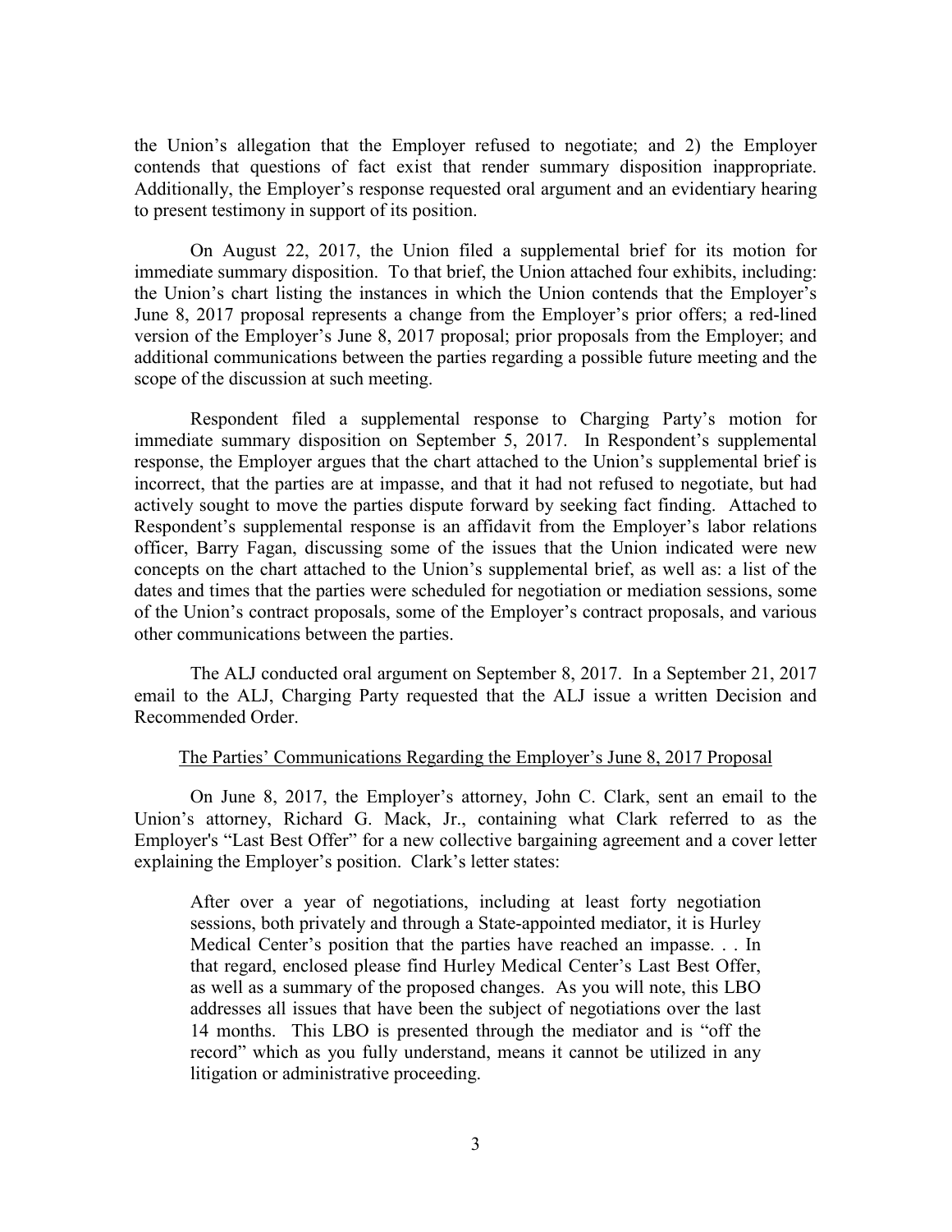the Union's allegation that the Employer refused to negotiate; and 2) the Employer contends that questions of fact exist that render summary disposition inappropriate. Additionally, the Employer's response requested oral argument and an evidentiary hearing to present testimony in support of its position.

On August 22, 2017, the Union filed a supplemental brief for its motion for immediate summary disposition. To that brief, the Union attached four exhibits, including: the Union's chart listing the instances in which the Union contends that the Employer's June 8, 2017 proposal represents a change from the Employer's prior offers; a red-lined version of the Employer's June 8, 2017 proposal; prior proposals from the Employer; and additional communications between the parties regarding a possible future meeting and the scope of the discussion at such meeting.

Respondent filed a supplemental response to Charging Party's motion for immediate summary disposition on September 5, 2017. In Respondent's supplemental response, the Employer argues that the chart attached to the Union's supplemental brief is incorrect, that the parties are at impasse, and that it had not refused to negotiate, but had actively sought to move the parties dispute forward by seeking fact finding. Attached to Respondent's supplemental response is an affidavit from the Employer's labor relations officer, Barry Fagan, discussing some of the issues that the Union indicated were new concepts on the chart attached to the Union's supplemental brief, as well as: a list of the dates and times that the parties were scheduled for negotiation or mediation sessions, some of the Union's contract proposals, some of the Employer's contract proposals, and various other communications between the parties.

The ALJ conducted oral argument on September 8, 2017. In a September 21, 2017 email to the ALJ, Charging Party requested that the ALJ issue a written Decision and Recommended Order.

## The Parties' Communications Regarding the Employer's June 8, 2017 Proposal

On June 8, 2017, the Employer's attorney, John C. Clark, sent an email to the Union's attorney, Richard G. Mack, Jr., containing what Clark referred to as the Employer's "Last Best Offer" for a new collective bargaining agreement and a cover letter explaining the Employer's position. Clark's letter states:

> After over a year of negotiations, including at least forty negotiation sessions, both privately and through a State-appointed mediator, it is Hurley Medical Center's position that the parties have reached an impasse. . . In that regard, enclosed please find Hurley Medical Center's Last Best Offer, as well as a summary of the proposed changes. As you will note, this LBO addresses all issues that have been the subject of negotiations over the last 14 months. This LBO is presented through the mediator and is "off the record" which as you fully understand, means it cannot be utilized in any litigation or administrative proceeding.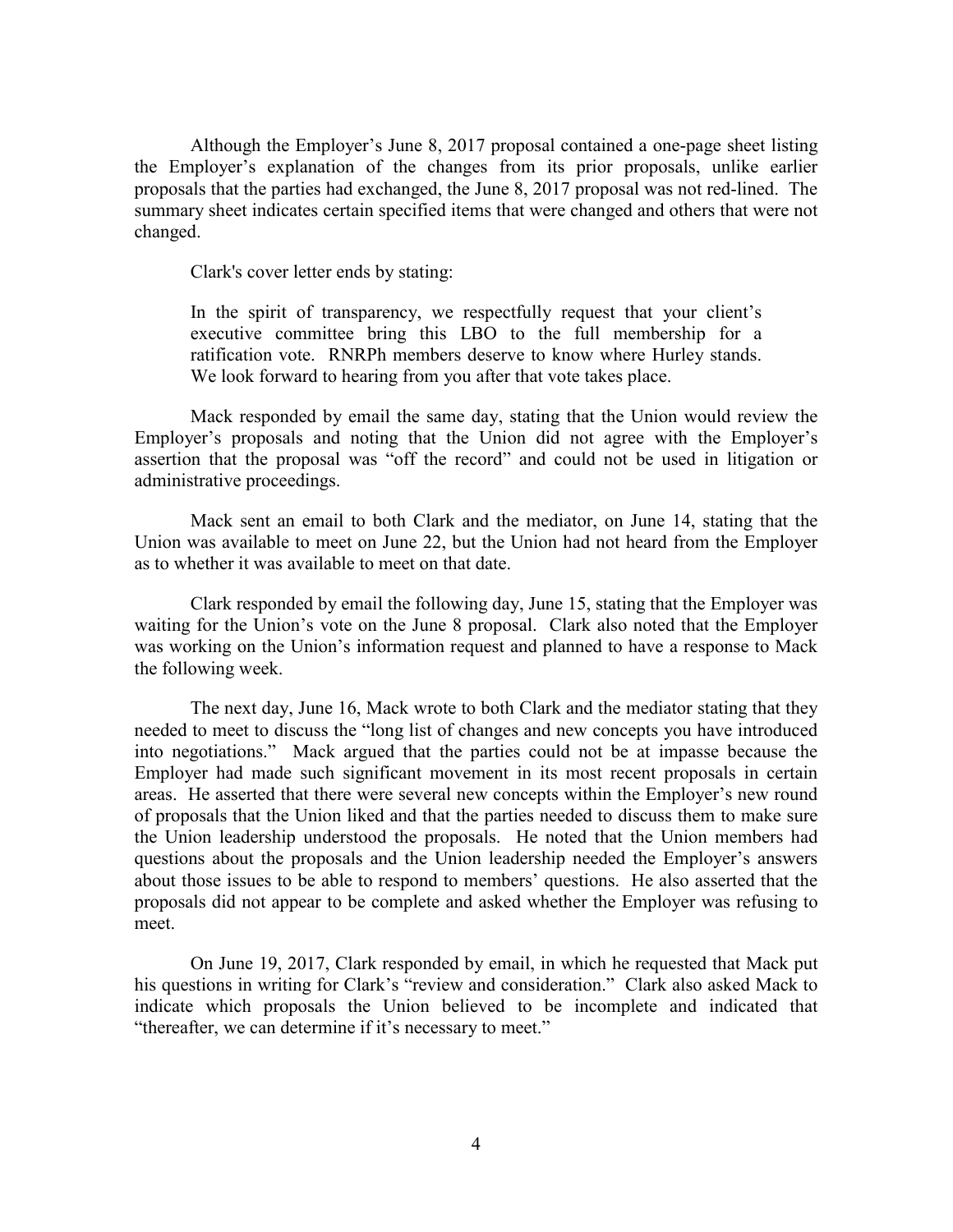Although the Employer's June 8, 2017 proposal contained a one-page sheet listing the Employer's explanation of the changes from its prior proposals, unlike earlier proposals that the parties had exchanged, the June 8, 2017 proposal was not red-lined. The summary sheet indicates certain specified items that were changed and others that were not changed.

Clark's cover letter ends by stating:

> In the spirit of transparency, we respectfully request that your client's executive committee bring this LBO to the full membership for a ratification vote. RNRPh members deserve to know where Hurley stands. We look forward to hearing from you after that vote takes place.

Mack responded by email the same day, stating that the Union would review the Employer's proposals and noting that the Union did not agree with the Employer's assertion that the proposal was "off the record" and could not be used in litigation or administrative proceedings.

Mack sent an email to both Clark and the mediator, on June 14, stating that the Union was available to meet on June 22, but the Union had not heard from the Employer as to whether it was available to meet on that date.

Clark responded by email the following day, June 15, stating that the Employer was waiting for the Union's vote on the June 8 proposal. Clark also noted that the Employer was working on the Union's information request and planned to have a response to Mack the following week.

The next day, June 16, Mack wrote to both Clark and the mediator stating that they needed to meet to discuss the "long list of changes and new concepts you have introduced into negotiations." Mack argued that the parties could not be at impasse because the Employer had made such significant movement in its most recent proposals in certain areas. He asserted that there were several new concepts within the Employer's new round of proposals that the Union liked and that the parties needed to discuss them to make sure the Union leadership understood the proposals. He noted that the Union members had questions about the proposals and the Union leadership needed the Employer's answers about those issues to be able to respond to members' questions. He also asserted that the proposals did not appear to be complete and asked whether the Employer was refusing to meet.

On June 19, 2017, Clark responded by email, in which he requested that Mack put his questions in writing for Clark's "review and consideration." Clark also asked Mack to indicate which proposals the Union believed to be incomplete and indicated that "thereafter, we can determine if it's necessary to meet."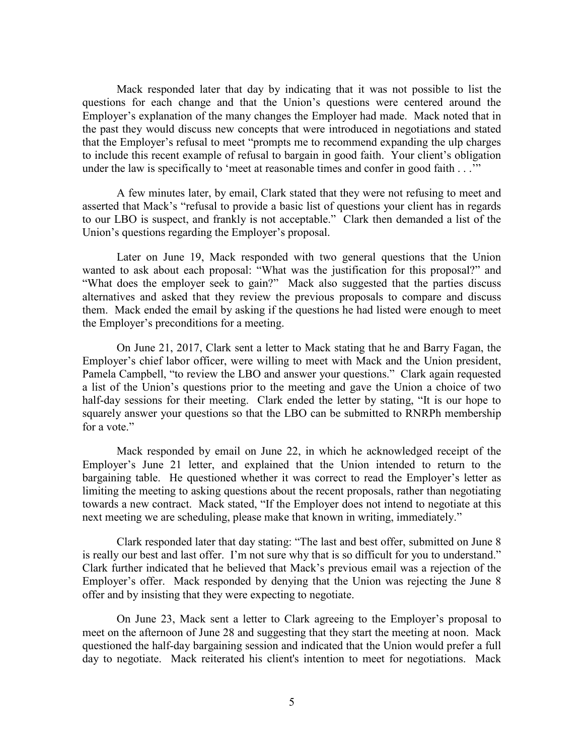Mack responded later that day by indicating that it was not possible to list the questions for each change and that the Union's questions were centered around the Employer's explanation of the many changes the Employer had made. Mack noted that in the past they would discuss new concepts that were introduced in negotiations and stated that the Employer's refusal to meet "prompts me to recommend expanding the ulp charges to include this recent example of refusal to bargain in good faith. Your client's obligation under the law is specifically to 'meet at reasonable times and confer in good faith . . .'"

A few minutes later, by email, Clark stated that they were not refusing to meet and asserted that Mack's "refusal to provide a basic list of questions your client has in regards to our LBO is suspect, and frankly is not acceptable." Clark then demanded a list of the Union's questions regarding the Employer's proposal.

Later on June 19, Mack responded with two general questions that the Union wanted to ask about each proposal: "What was the justification for this proposal?" and "What does the employer seek to gain?" Mack also suggested that the parties discuss alternatives and asked that they review the previous proposals to compare and discuss them. Mack ended the email by asking if the questions he had listed were enough to meet the Employer's preconditions for a meeting.

On June 21, 2017, Clark sent a letter to Mack stating that he and Barry Fagan, the Employer's chief labor officer, were willing to meet with Mack and the Union president, Pamela Campbell, "to review the LBO and answer your questions." Clark again requested a list of the Union's questions prior to the meeting and gave the Union a choice of two half-day sessions for their meeting. Clark ended the letter by stating, "It is our hope to squarely answer your questions so that the LBO can be submitted to RNRPh membership for a vote."

Mack responded by email on June 22, in which he acknowledged receipt of the Employer's June 21 letter, and explained that the Union intended to return to the bargaining table. He questioned whether it was correct to read the Employer's letter as limiting the meeting to asking questions about the recent proposals, rather than negotiating towards a new contract. Mack stated, "If the Employer does not intend to negotiate at this next meeting we are scheduling, please make that known in writing, immediately."

Clark responded later that day stating: "The last and best offer, submitted on June 8 is really our best and last offer. I'm not sure why that is so difficult for you to understand." Clark further indicated that he believed that Mack's previous email was a rejection of the Employer's offer. Mack responded by denying that the Union was rejecting the June 8 offer and by insisting that they were expecting to negotiate.

On June 23, Mack sent a letter to Clark agreeing to the Employer's proposal to meet on the afternoon of June 28 and suggesting that they start the meeting at noon. Mack questioned the half-day bargaining session and indicated that the Union would prefer a full day to negotiate. Mack reiterated his client's intention to meet for negotiations. Mack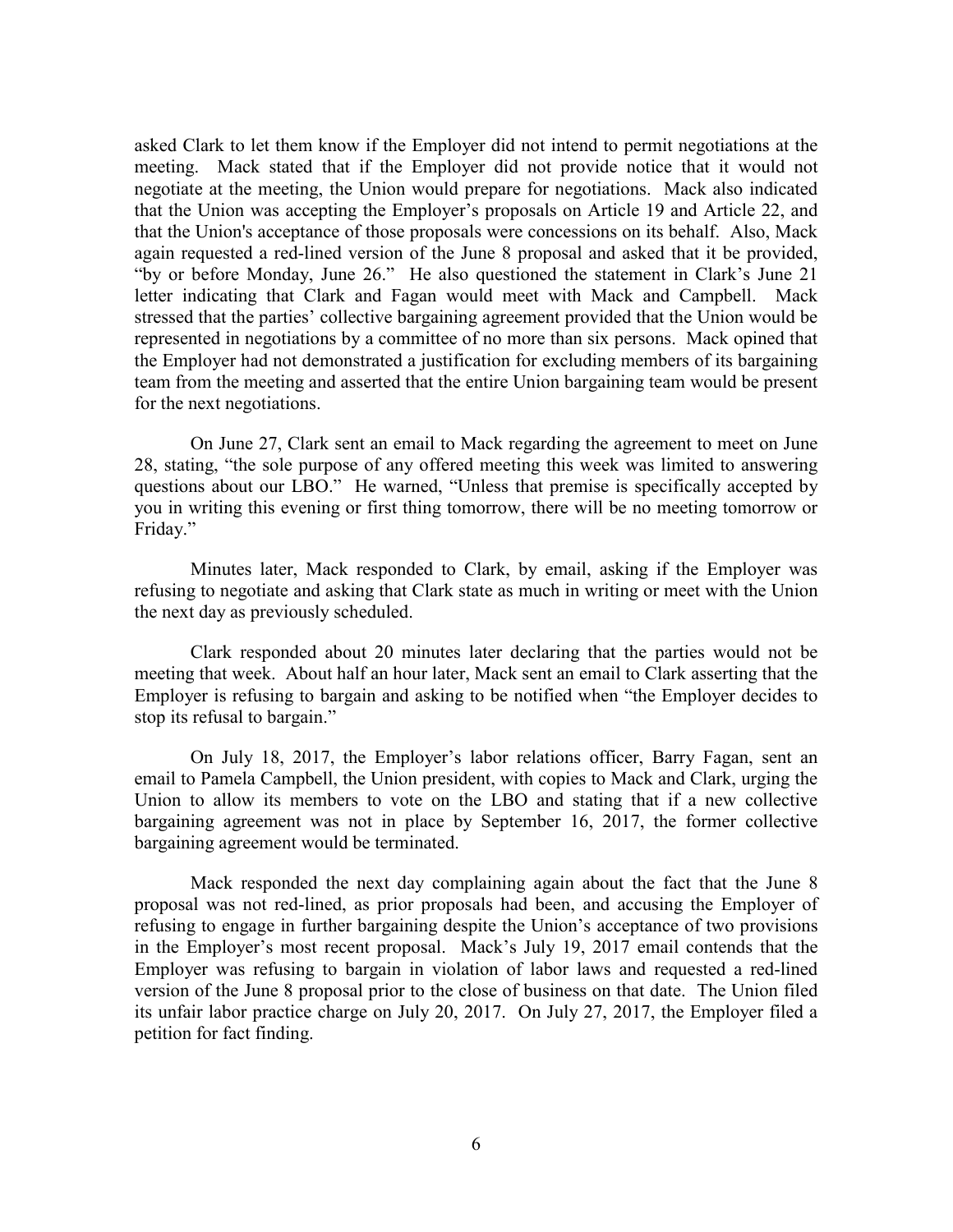asked Clark to let them know if the Employer did not intend to permit negotiations at the meeting. Mack stated that if the Employer did not provide notice that it would not negotiate at the meeting, the Union would prepare for negotiations. Mack also indicated that the Union was accepting the Employer's proposals on Article 19 and Article 22, and that the Union's acceptance of those proposals were concessions on its behalf. Also, Mack again requested a red-lined version of the June 8 proposal and asked that it be provided, "by or before Monday, June 26." He also questioned the statement in Clark's June 21 letter indicating that Clark and Fagan would meet with Mack and Campbell. Mack stressed that the parties' collective bargaining agreement provided that the Union would be represented in negotiations by a committee of no more than six persons. Mack opined that the Employer had not demonstrated a justification for excluding members of its bargaining team from the meeting and asserted that the entire Union bargaining team would be present for the next negotiations.

On June 27, Clark sent an email to Mack regarding the agreement to meet on June 28, stating, "the sole purpose of any offered meeting this week was limited to answering questions about our LBO." He warned, "Unless that premise is specifically accepted by you in writing this evening or first thing tomorrow, there will be no meeting tomorrow or Friday."

Minutes later, Mack responded to Clark, by email, asking if the Employer was refusing to negotiate and asking that Clark state as much in writing or meet with the Union the next day as previously scheduled.

Clark responded about 20 minutes later declaring that the parties would not be meeting that week. About half an hour later, Mack sent an email to Clark asserting that the Employer is refusing to bargain and asking to be notified when "the Employer decides to stop its refusal to bargain."

On July 18, 2017, the Employer's labor relations officer, Barry Fagan, sent an email to Pamela Campbell, the Union president, with copies to Mack and Clark, urging the Union to allow its members to vote on the LBO and stating that if a new collective bargaining agreement was not in place by September 16, 2017, the former collective bargaining agreement would be terminated.

Mack responded the next day complaining again about the fact that the June 8 proposal was not red-lined, as prior proposals had been, and accusing the Employer of refusing to engage in further bargaining despite the Union's acceptance of two provisions in the Employer's most recent proposal. Mack's July 19, 2017 email contends that the Employer was refusing to bargain in violation of labor laws and requested a red-lined version of the June 8 proposal prior to the close of business on that date. The Union filed its unfair labor practice charge on July 20, 2017. On July 27, 2017, the Employer filed a petition for fact finding.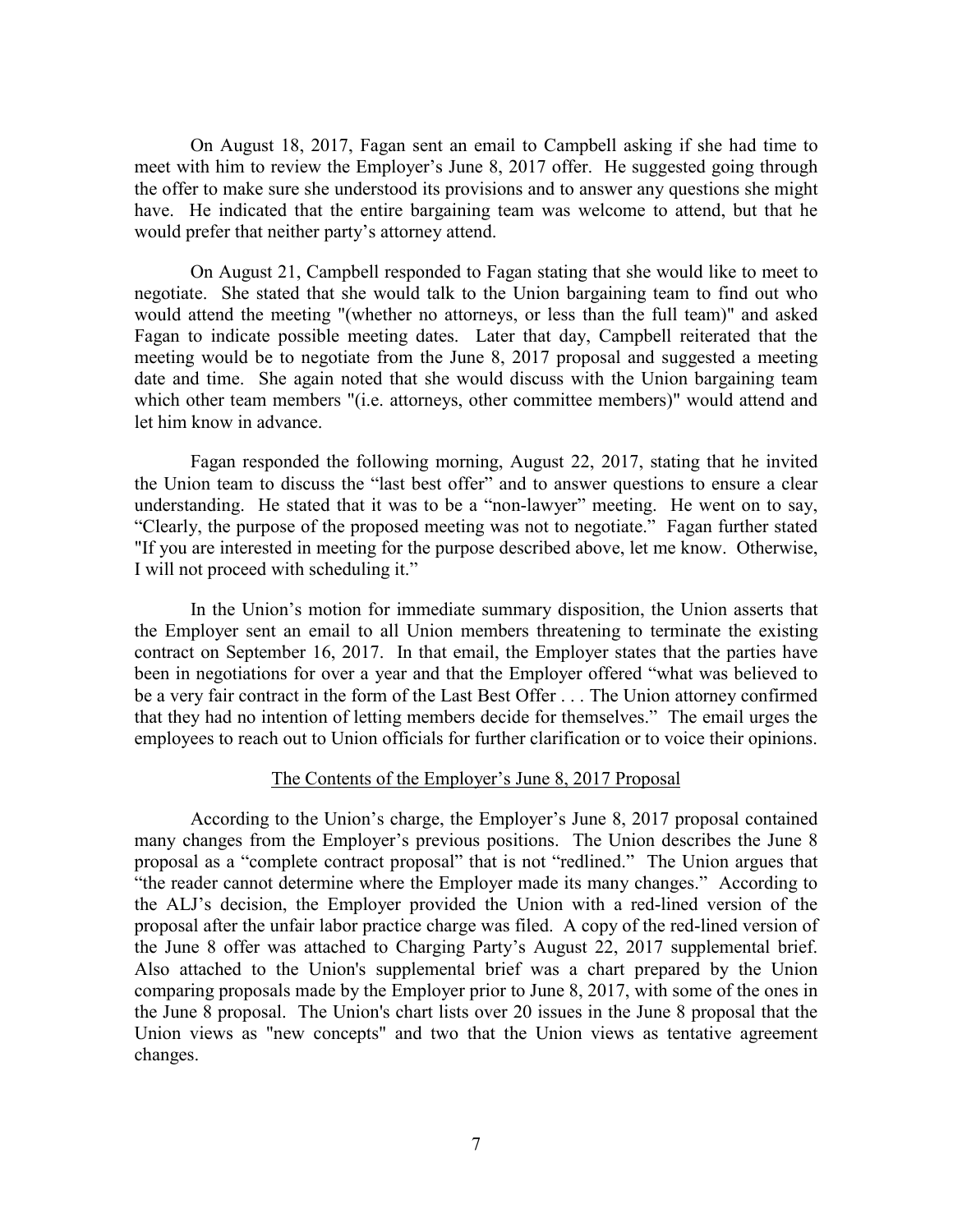On August 18, 2017, Fagan sent an email to Campbell asking if she had time to meet with him to review the Employer's June 8, 2017 offer. He suggested going through the offer to make sure she understood its provisions and to answer any questions she might have. He indicated that the entire bargaining team was welcome to attend, but that he would prefer that neither party's attorney attend.

On August 21, Campbell responded to Fagan stating that she would like to meet to negotiate. She stated that she would talk to the Union bargaining team to find out who would attend the meeting "(whether no attorneys, or less than the full team)" and asked Fagan to indicate possible meeting dates. Later that day, Campbell reiterated that the meeting would be to negotiate from the June 8, 2017 proposal and suggested a meeting date and time. She again noted that she would discuss with the Union bargaining team which other team members "(i.e. attorneys, other committee members)" would attend and let him know in advance.

Fagan responded the following morning, August 22, 2017, stating that he invited the Union team to discuss the "last best offer" and to answer questions to ensure a clear understanding. He stated that it was to be a "non-lawyer" meeting. He went on to say, "Clearly, the purpose of the proposed meeting was not to negotiate." Fagan further stated "If you are interested in meeting for the purpose described above, let me know. Otherwise, I will not proceed with scheduling it."

In the Union's motion for immediate summary disposition, the Union asserts that the Employer sent an email to all Union members threatening to terminate the existing contract on September 16, 2017. In that email, the Employer states that the parties have been in negotiations for over a year and that the Employer offered "what was believed to be a very fair contract in the form of the Last Best Offer . . . The Union attorney confirmed that they had no intention of letting members decide for themselves." The email urges the employees to reach out to Union officials for further clarification or to voice their opinions.

<u>The Contents of the Employer's June 8, 2017 Proposal</u>

According to the Union's charge, the Employer's June 8, 2017 proposal contained many changes from the Employer's previous positions. The Union describes the June 8 proposal as a "complete contract proposal" that is not "redlined." The Union argues that "the reader cannot determine where the Employer made its many changes." According to the ALJ's decision, the Employer provided the Union with a red-lined version of the proposal after the unfair labor practice charge was filed. A copy of the red-lined version of the June 8 offer was attached to Charging Party's August 22, 2017 supplemental brief. Also attached to the Union's supplemental brief was a chart prepared by the Union comparing proposals made by the Employer prior to June 8, 2017, with some of the ones in the June 8 proposal. The Union's chart lists over 20 issues in the June 8 proposal that the Union views as "new concepts" and two that the Union views as tentative agreement changes.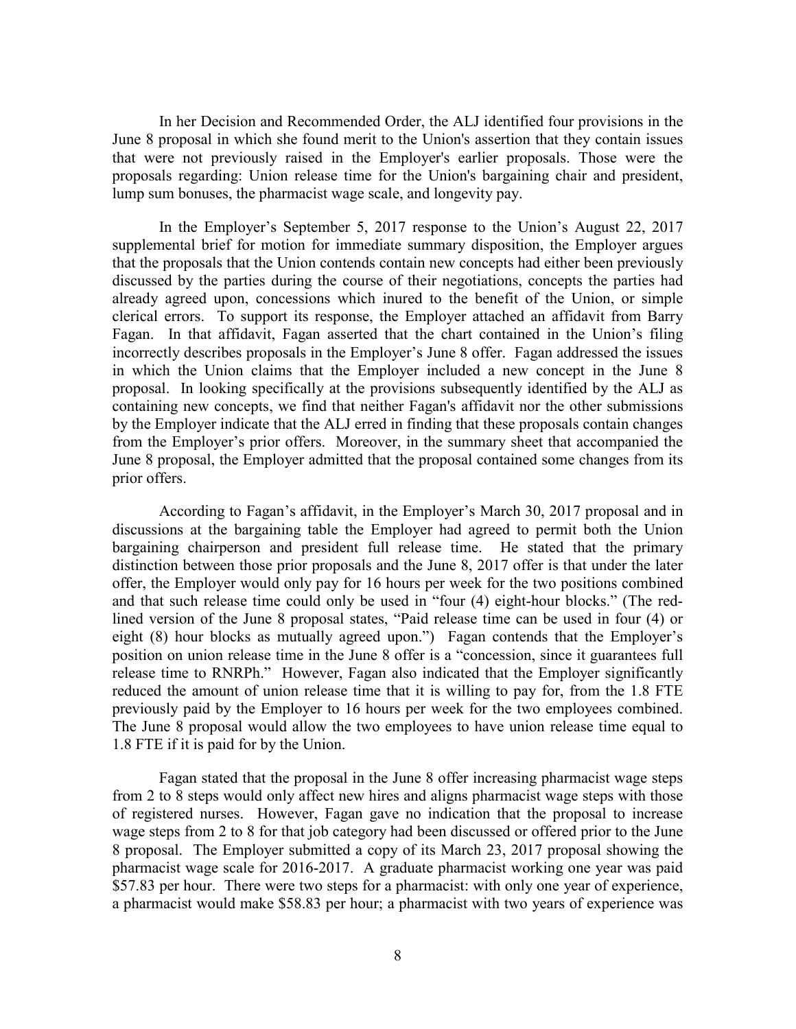In her Decision and Recommended Order, the ALJ identified four provisions in the June 8 proposal in which she found merit to the Union's assertion that they contain issues that were not previously raised in the Employer's earlier proposals. Those were the proposals regarding: Union release time for the Union's bargaining chair and president, lump sum bonuses, the pharmacist wage scale, and longevity pay.

In the Employer's September 5, 2017 response to the Union's August 22, 2017 supplemental brief for motion for immediate summary disposition, the Employer argues that the proposals that the Union contends contain new concepts had either been previously discussed by the parties during the course of their negotiations, concepts the parties had already agreed upon, concessions which inured to the benefit of the Union, or simple clerical errors. To support its response, the Employer attached an affidavit from Barry Fagan. In that affidavit, Fagan asserted that the chart contained in the Union's filing incorrectly describes proposals in the Employer's June 8 offer. Fagan addressed the issues in which the Union claims that the Employer included a new concept in the June 8 proposal. In looking specifically at the provisions subsequently identified by the ALJ as containing new concepts, we find that neither Fagan's affidavit nor the other submissions by the Employer indicate that the ALJ erred in finding that these proposals contain changes from the Employer's prior offers. Moreover, in the summary sheet that accompanied the June 8 proposal, the Employer admitted that the proposal contained some changes from its prior offers.

According to Fagan's affidavit, in the Employer's March 30, 2017 proposal and in discussions at the bargaining table the Employer had agreed to permit both the Union bargaining chairperson and president full release time. He stated that the primary distinction between those prior proposals and the June 8, 2017 offer is that under the later offer, the Employer would only pay for 16 hours per week for the two positions combined and that such release time could only be used in "four (4) eight-hour blocks." (The red-lined version of the June 8 proposal states, "Paid release time can be used in four (4) or eight (8) hour blocks as mutually agreed upon.") Fagan contends that the Employer's position on union release time in the June 8 offer is a "concession, since it guarantees full release time to RNRPh." However, Fagan also indicated that the Employer significantly reduced the amount of union release time that it is willing to pay for, from the 1.8 FTE previously paid by the Employer to 16 hours per week for the two employees combined. The June 8 proposal would allow the two employees to have union release time equal to 1.8 FTE if it is paid for by the Union.

Fagan stated that the proposal in the June 8 offer increasing pharmacist wage steps from 2 to 8 steps would only affect new hires and aligns pharmacist wage steps with those of registered nurses. However, Fagan gave no indication that the proposal to increase wage steps from 2 to 8 for that job category had been discussed or offered prior to the June 8 proposal. The Employer submitted a copy of its March 23, 2017 proposal showing the pharmacist wage scale for 2016-2017. A graduate pharmacist working one year was paid $57.83 per hour. There were two steps for a pharmacist: with only one year of experience, a pharmacist would make $58.83 per hour; a pharmacist with two years of experience was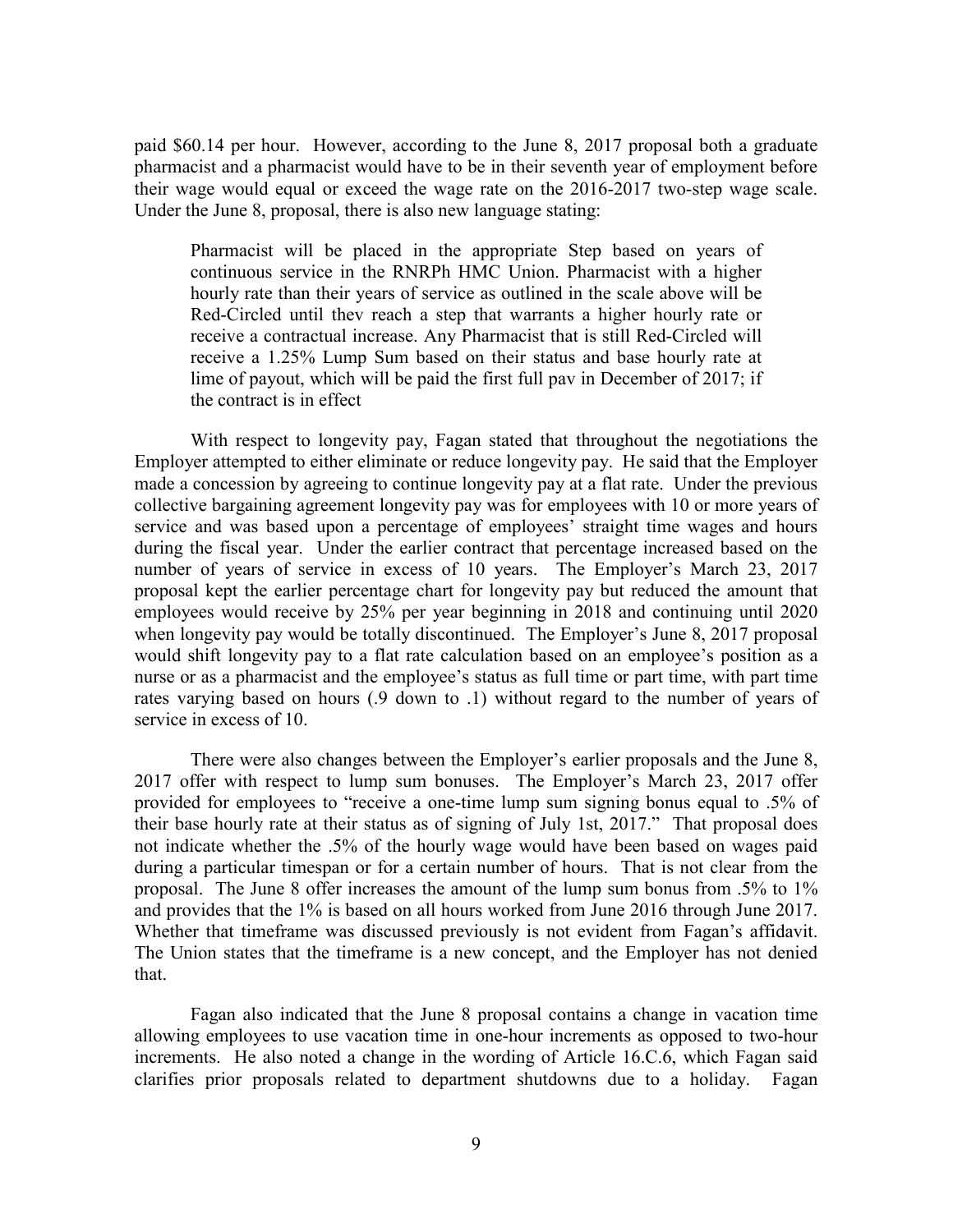paid $60.14 per hour. However, according to the June 8, 2017 proposal both a graduate pharmacist and a pharmacist would have to be in their seventh year of employment before their wage would equal or exceed the wage rate on the 2016-2017 two-step wage scale. Under the June 8, proposal, there is also new language stating:

> Pharmacist will be placed in the appropriate Step based on years of continuous service in the RNRPh HMC Union. Pharmacist with a higher hourly rate than their years of service as outlined in the scale above will be Red-Circled until thev reach a step that warrants a higher hourly rate or receive a contractual increase. Any Pharmacist that is still Red-Circled will receive a 1.25% Lump Sum based on their status and base hourly rate at lime of payout, which will be paid the first full pav in December of 2017; if the contract is in effect

With respect to longevity pay, Fagan stated that throughout the negotiations the Employer attempted to either eliminate or reduce longevity pay. He said that the Employer made a concession by agreeing to continue longevity pay at a flat rate. Under the previous collective bargaining agreement longevity pay was for employees with 10 or more years of service and was based upon a percentage of employees' straight time wages and hours during the fiscal year. Under the earlier contract that percentage increased based on the number of years of service in excess of 10 years. The Employer's March 23, 2017 proposal kept the earlier percentage chart for longevity pay but reduced the amount that employees would receive by 25% per year beginning in 2018 and continuing until 2020 when longevity pay would be totally discontinued. The Employer's June 8, 2017 proposal would shift longevity pay to a flat rate calculation based on an employee's position as a nurse or as a pharmacist and the employee's status as full time or part time, with part time rates varying based on hours (.9 down to .1) without regard to the number of years of service in excess of 10.

There were also changes between the Employer's earlier proposals and the June 8, 2017 offer with respect to lump sum bonuses. The Employer's March 23, 2017 offer provided for employees to "receive a one-time lump sum signing bonus equal to .5% of their base hourly rate at their status as of signing of July 1st, 2017." That proposal does not indicate whether the .5% of the hourly wage would have been based on wages paid during a particular timespan or for a certain number of hours. That is not clear from the proposal. The June 8 offer increases the amount of the lump sum bonus from .5% to 1% and provides that the 1% is based on all hours worked from June 2016 through June 2017. Whether that timeframe was discussed previously is not evident from Fagan's affidavit. The Union states that the timeframe is a new concept, and the Employer has not denied that.

Fagan also indicated that the June 8 proposal contains a change in vacation time allowing employees to use vacation time in one-hour increments as opposed to two-hour increments. He also noted a change in the wording of Article 16.C.6, which Fagan said clarifies prior proposals related to department shutdowns due to a holiday. Fagan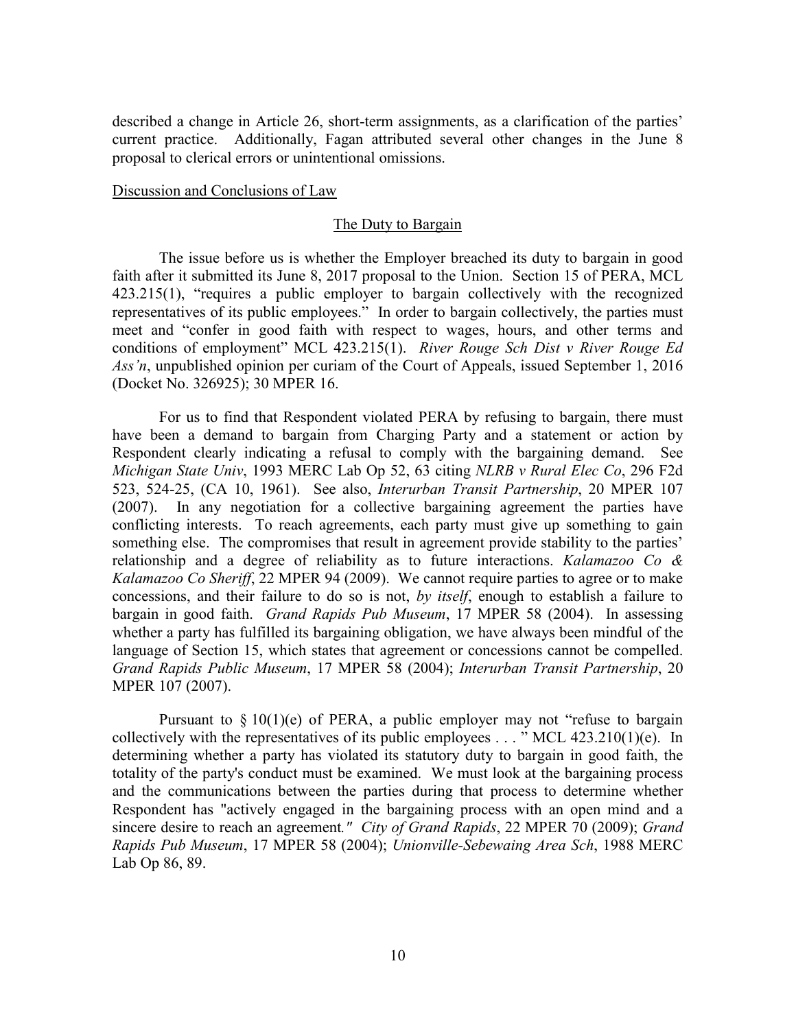described a change in Article 26, short-term assignments, as a clarification of the parties' current practice. Additionally, Fagan attributed several other changes in the June 8 proposal to clerical errors or unintentional omissions.

Discussion and Conclusions of Law

The Duty to Bargain

The issue before us is whether the Employer breached its duty to bargain in good faith after it submitted its June 8, 2017 proposal to the Union. Section 15 of PERA, MCL 423.215(1), "requires a public employer to bargain collectively with the recognized representatives of its public employees." In order to bargain collectively, the parties must meet and "confer in good faith with respect to wages, hours, and other terms and conditions of employment" MCL 423.215(1). *River Rouge Sch Dist v River Rouge Ed Ass'n*, unpublished opinion per curiam of the Court of Appeals, issued September 1, 2016 (Docket No. 326925); 30 MPER 16.

For us to find that Respondent violated PERA by refusing to bargain, there must have been a demand to bargain from Charging Party and a statement or action by Respondent clearly indicating a refusal to comply with the bargaining demand. See *Michigan State Univ*, 1993 MERC Lab Op 52, 63 citing *NLRB v Rural Elec Co*, 296 F2d 523, 524-25, (CA 10, 1961). See also, *Interurban Transit Partnership*, 20 MPER 107 (2007). In any negotiation for a collective bargaining agreement the parties have conflicting interests. To reach agreements, each party must give up something to gain something else. The compromises that result in agreement provide stability to the parties' relationship and a degree of reliability as to future interactions. *Kalamazoo Co & Kalamazoo Co Sheriff*, 22 MPER 94 (2009). We cannot require parties to agree or to make concessions, and their failure to do so is not, *by itself*, enough to establish a failure to bargain in good faith. *Grand Rapids Pub Museum*, 17 MPER 58 (2004). In assessing whether a party has fulfilled its bargaining obligation, we have always been mindful of the language of Section 15, which states that agreement or concessions cannot be compelled. *Grand Rapids Public Museum*, 17 MPER 58 (2004); *Interurban Transit Partnership*, 20 MPER 107 (2007).

Pursuant to § 10(1)(e) of PERA, a public employer may not "refuse to bargain collectively with the representatives of its public employees . . . " MCL 423.210(1)(e). In determining whether a party has violated its statutory duty to bargain in good faith, the totality of the party's conduct must be examined. We must look at the bargaining process and the communications between the parties during that process to determine whether Respondent has "actively engaged in the bargaining process with an open mind and a sincere desire to reach an agreement." *City of Grand Rapids*, 22 MPER 70 (2009); *Grand Rapids Pub Museum*, 17 MPER 58 (2004); *Unionville-Sebewaing Area Sch*, 1988 MERC Lab Op 86, 89.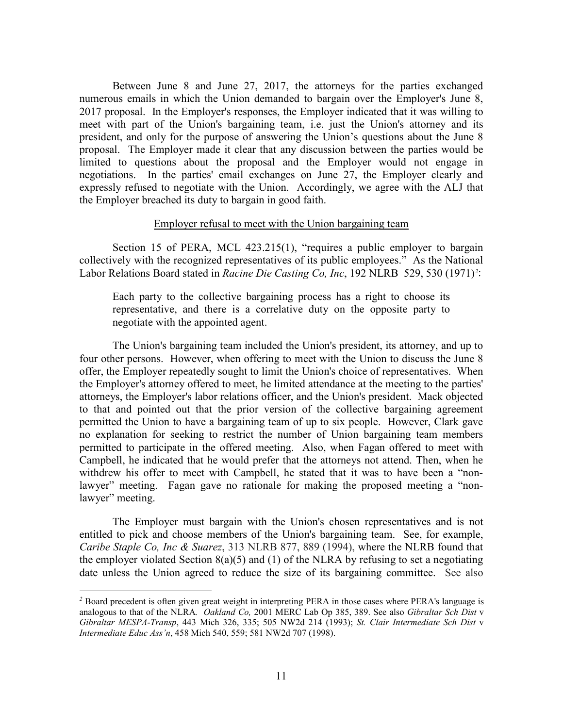Between June 8 and June 27, 2017, the attorneys for the parties exchanged numerous emails in which the Union demanded to bargain over the Employer's June 8, 2017 proposal. In the Employer's responses, the Employer indicated that it was willing to meet with part of the Union's bargaining team, i.e. just the Union's attorney and its president, and only for the purpose of answering the Union's questions about the June 8 proposal. The Employer made it clear that any discussion between the parties would be limited to questions about the proposal and the Employer would not engage in negotiations. In the parties' email exchanges on June 27, the Employer clearly and expressly refused to negotiate with the Union. Accordingly, we agree with the ALJ that the Employer breached its duty to bargain in good faith.

<u>Employer refusal to meet with the Union bargaining team</u>

Section 15 of PERA, MCL 423.215(1), "requires a public employer to bargain collectively with the recognized representatives of its public employees." As the National Labor Relations Board stated in *Racine Die Casting Co, Inc*, 192 NLRB 529, 530 (1971)[2]:

> Each party to the collective bargaining process has a right to choose its representative, and there is a correlative duty on the opposite party to negotiate with the appointed agent.

The Union's bargaining team included the Union's president, its attorney, and up to four other persons. However, when offering to meet with the Union to discuss the June 8 offer, the Employer repeatedly sought to limit the Union's choice of representatives. When the Employer's attorney offered to meet, he limited attendance at the meeting to the parties' attorneys, the Employer's labor relations officer, and the Union's president. Mack objected to that and pointed out that the prior version of the collective bargaining agreement permitted the Union to have a bargaining team of up to six people. However, Clark gave no explanation for seeking to restrict the number of Union bargaining team members permitted to participate in the offered meeting. Also, when Fagan offered to meet with Campbell, he indicated that he would prefer that the attorneys not attend. Then, when he withdrew his offer to meet with Campbell, he stated that it was to have been a "non-lawyer" meeting. Fagan gave no rationale for making the proposed meeting a "non-lawyer" meeting.

The Employer must bargain with the Union's chosen representatives and is not entitled to pick and choose members of the Union's bargaining team. See, for example, *Caribe Staple Co, Inc & Suarez*, 313 NLRB 877, 889 (1994), where the NLRB found that the employer violated Section 8(a)(5) and (1) of the NLRA by refusing to set a negotiating date unless the Union agreed to reduce the size of its bargaining committee. See also

---

[2] Board precedent is often given great weight in interpreting PERA in those cases where PERA's language is analogous to that of the NLRA. *Oakland Co,* 2001 MERC Lab Op 385, 389. See also *Gibraltar Sch Dist* v *Gibraltar MESPA-Transp*, 443 Mich 326, 335; 505 NW2d 214 (1993); *St. Clair Intermediate Sch Dist* v *Intermediate Educ Ass'n*, 458 Mich 540, 559; 581 NW2d 707 (1998).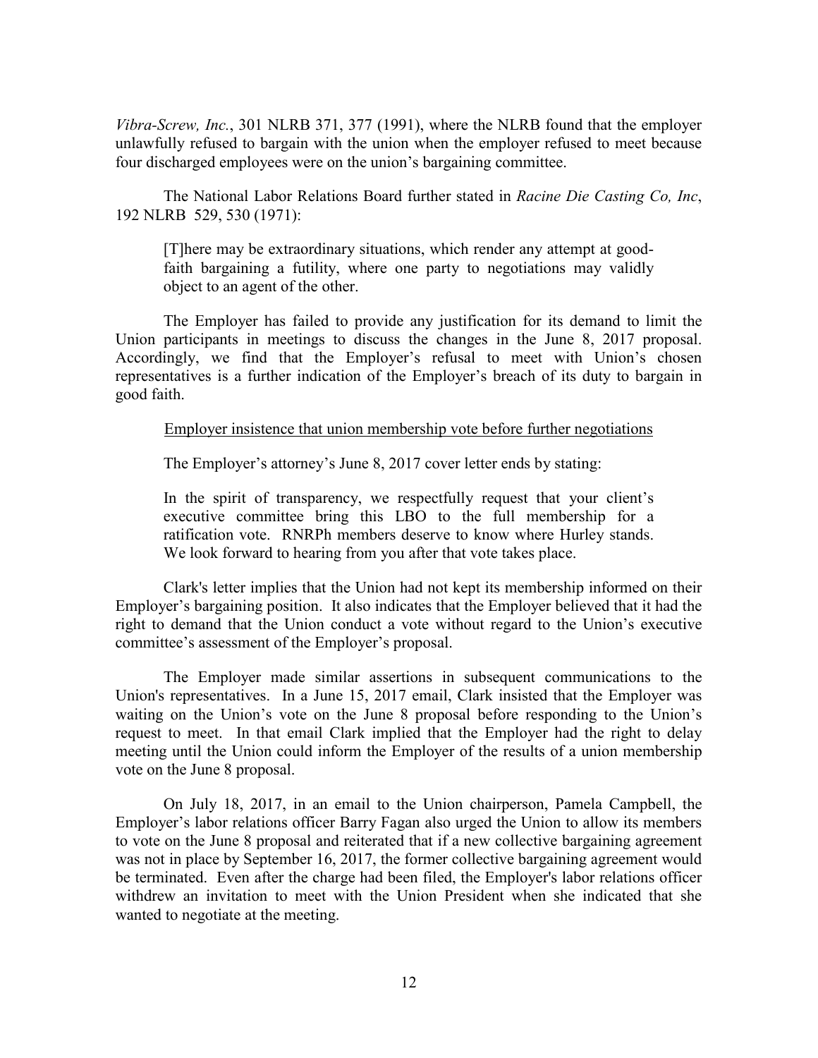*Vibra-Screw, Inc.*, 301 NLRB 371, 377 (1991), where the NLRB found that the employer unlawfully refused to bargain with the union when the employer refused to meet because four discharged employees were on the union's bargaining committee.

The National Labor Relations Board further stated in *Racine Die Casting Co, Inc*, 192 NLRB 529, 530 (1971):

> [T]here may be extraordinary situations, which render any attempt at good-faith bargaining a futility, where one party to negotiations may validly object to an agent of the other.

The Employer has failed to provide any justification for its demand to limit the Union participants in meetings to discuss the changes in the June 8, 2017 proposal. Accordingly, we find that the Employer's refusal to meet with Union's chosen representatives is a further indication of the Employer's breach of its duty to bargain in good faith.

Employer insistence that union membership vote before further negotiations

The Employer's attorney's June 8, 2017 cover letter ends by stating:

> In the spirit of transparency, we respectfully request that your client's executive committee bring this LBO to the full membership for a ratification vote. RNRPh members deserve to know where Hurley stands. We look forward to hearing from you after that vote takes place.

Clark's letter implies that the Union had not kept its membership informed on their Employer's bargaining position. It also indicates that the Employer believed that it had the right to demand that the Union conduct a vote without regard to the Union's executive committee's assessment of the Employer's proposal.

The Employer made similar assertions in subsequent communications to the Union's representatives. In a June 15, 2017 email, Clark insisted that the Employer was waiting on the Union's vote on the June 8 proposal before responding to the Union's request to meet. In that email Clark implied that the Employer had the right to delay meeting until the Union could inform the Employer of the results of a union membership vote on the June 8 proposal.

On July 18, 2017, in an email to the Union chairperson, Pamela Campbell, the Employer's labor relations officer Barry Fagan also urged the Union to allow its members to vote on the June 8 proposal and reiterated that if a new collective bargaining agreement was not in place by September 16, 2017, the former collective bargaining agreement would be terminated. Even after the charge had been filed, the Employer's labor relations officer withdrew an invitation to meet with the Union President when she indicated that she wanted to negotiate at the meeting.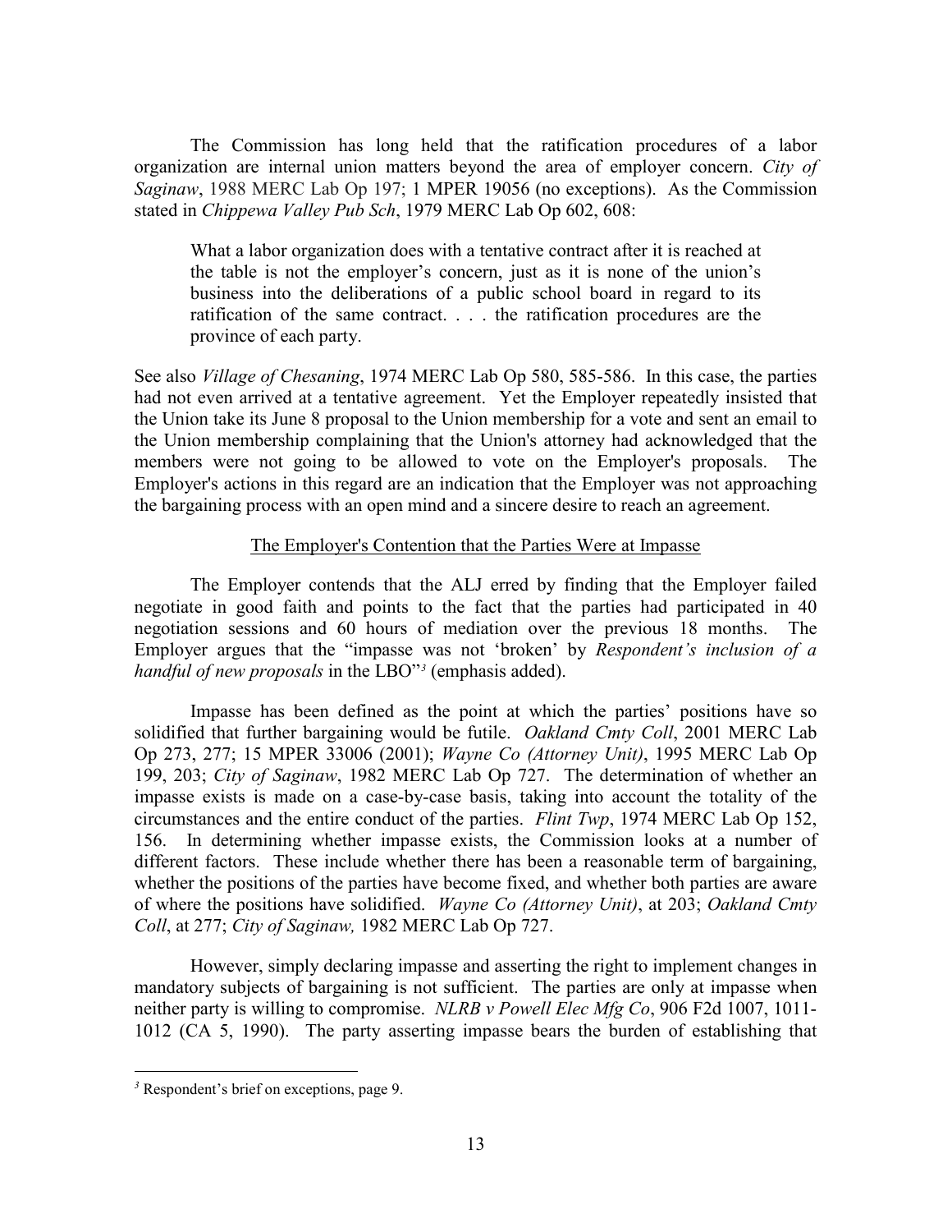The Commission has long held that the ratification procedures of a labor organization are internal union matters beyond the area of employer concern. *City of Saginaw*, 1988 MERC Lab Op 197; 1 MPER 19056 (no exceptions). As the Commission stated in *Chippewa Valley Pub Sch*, 1979 MERC Lab Op 602, 608:

> What a labor organization does with a tentative contract after it is reached at the table is not the employer's concern, just as it is none of the union's business into the deliberations of a public school board in regard to its ratification of the same contract. . . . the ratification procedures are the province of each party.

See also *Village of Chesaning*, 1974 MERC Lab Op 580, 585-586. In this case, the parties had not even arrived at a tentative agreement. Yet the Employer repeatedly insisted that the Union take its June 8 proposal to the Union membership for a vote and sent an email to the Union membership complaining that the Union's attorney had acknowledged that the members were not going to be allowed to vote on the Employer's proposals. The Employer's actions in this regard are an indication that the Employer was not approaching the bargaining process with an open mind and a sincere desire to reach an agreement.

<u>The Employer's Contention that the Parties Were at Impasse</u>

The Employer contends that the ALJ erred by finding that the Employer failed negotiate in good faith and points to the fact that the parties had participated in 40 negotiation sessions and 60 hours of mediation over the previous 18 months. The Employer argues that the "impasse was not 'broken' by *Respondent's inclusion of a handful of new proposals* in the LBO"[3] (emphasis added).

Impasse has been defined as the point at which the parties' positions have so solidified that further bargaining would be futile. *Oakland Cmty Coll*, 2001 MERC Lab Op 273, 277; 15 MPER 33006 (2001); *Wayne Co (Attorney Unit)*, 1995 MERC Lab Op 199, 203; *City of Saginaw*, 1982 MERC Lab Op 727. The determination of whether an impasse exists is made on a case-by-case basis, taking into account the totality of the circumstances and the entire conduct of the parties. *Flint Twp*, 1974 MERC Lab Op 152, 156. In determining whether impasse exists, the Commission looks at a number of different factors. These include whether there has been a reasonable term of bargaining, whether the positions of the parties have become fixed, and whether both parties are aware of where the positions have solidified. *Wayne Co (Attorney Unit)*, at 203; *Oakland Cmty Coll*, at 277; *City of Saginaw,* 1982 MERC Lab Op 727.

However, simply declaring impasse and asserting the right to implement changes in mandatory subjects of bargaining is not sufficient. The parties are only at impasse when neither party is willing to compromise. *NLRB v Powell Elec Mfg Co*, 906 F2d 1007, 1011-1012 (CA 5, 1990). The party asserting impasse bears the burden of establishing that

[3] Respondent's brief on exceptions, page 9.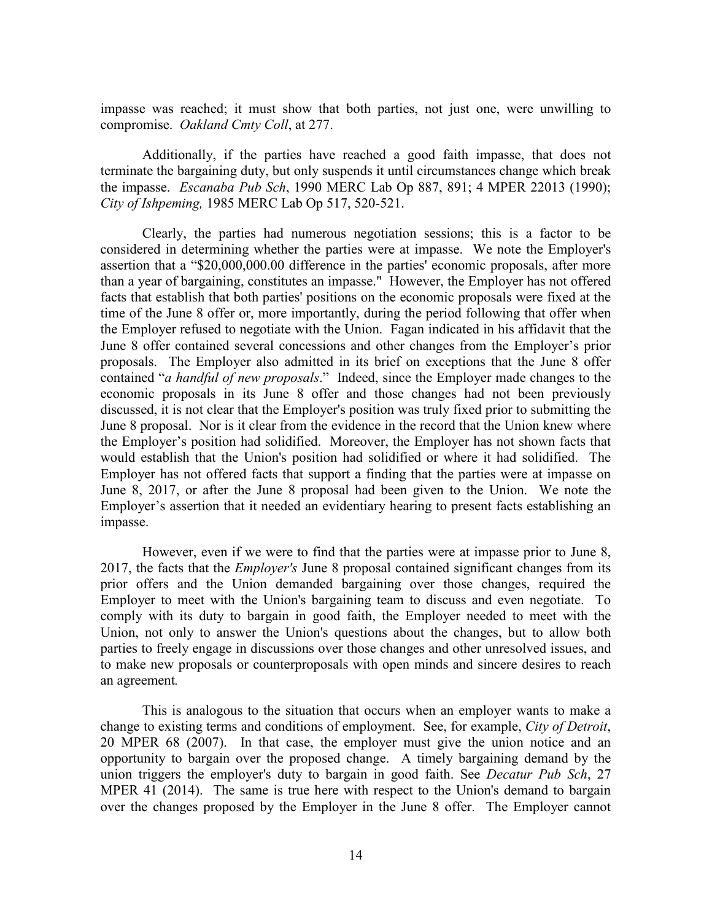impasse was reached; it must show that both parties, not just one, were unwilling to compromise. *Oakland Cmty Coll*, at 277.

Additionally, if the parties have reached a good faith impasse, that does not terminate the bargaining duty, but only suspends it until circumstances change which break the impasse. *Escanaba Pub Sch*, 1990 MERC Lab Op 887, 891; 4 MPER 22013 (1990); *City of Ishpeming,* 1985 MERC Lab Op 517, 520-521.

Clearly, the parties had numerous negotiation sessions; this is a factor to be considered in determining whether the parties were at impasse. We note the Employer's assertion that a "$20,000,000.00 difference in the parties' economic proposals, after more than a year of bargaining, constitutes an impasse." However, the Employer has not offered facts that establish that both parties' positions on the economic proposals were fixed at the time of the June 8 offer or, more importantly, during the period following that offer when the Employer refused to negotiate with the Union. Fagan indicated in his affidavit that the June 8 offer contained several concessions and other changes from the Employer's prior proposals. The Employer also admitted in its brief on exceptions that the June 8 offer contained "*a handful of new proposals*." Indeed, since the Employer made changes to the economic proposals in its June 8 offer and those changes had not been previously discussed, it is not clear that the Employer's position was truly fixed prior to submitting the June 8 proposal. Nor is it clear from the evidence in the record that the Union knew where the Employer's position had solidified. Moreover, the Employer has not shown facts that would establish that the Union's position had solidified or where it had solidified. The Employer has not offered facts that support a finding that the parties were at impasse on June 8, 2017, or after the June 8 proposal had been given to the Union. We note the Employer's assertion that it needed an evidentiary hearing to present facts establishing an impasse.

However, even if we were to find that the parties were at impasse prior to June 8, 2017, the facts that the *Employer's* June 8 proposal contained significant changes from its prior offers and the Union demanded bargaining over those changes, required the Employer to meet with the Union's bargaining team to discuss and even negotiate. To comply with its duty to bargain in good faith, the Employer needed to meet with the Union, not only to answer the Union's questions about the changes, but to allow both parties to freely engage in discussions over those changes and other unresolved issues, and to make new proposals or counterproposals with open minds and sincere desires to reach an agreement.

This is analogous to the situation that occurs when an employer wants to make a change to existing terms and conditions of employment. See, for example, *City of Detroit*, 20 MPER 68 (2007). In that case, the employer must give the union notice and an opportunity to bargain over the proposed change. A timely bargaining demand by the union triggers the employer's duty to bargain in good faith. See *Decatur Pub Sch*, 27 MPER 41 (2014). The same is true here with respect to the Union's demand to bargain over the changes proposed by the Employer in the June 8 offer. The Employer cannot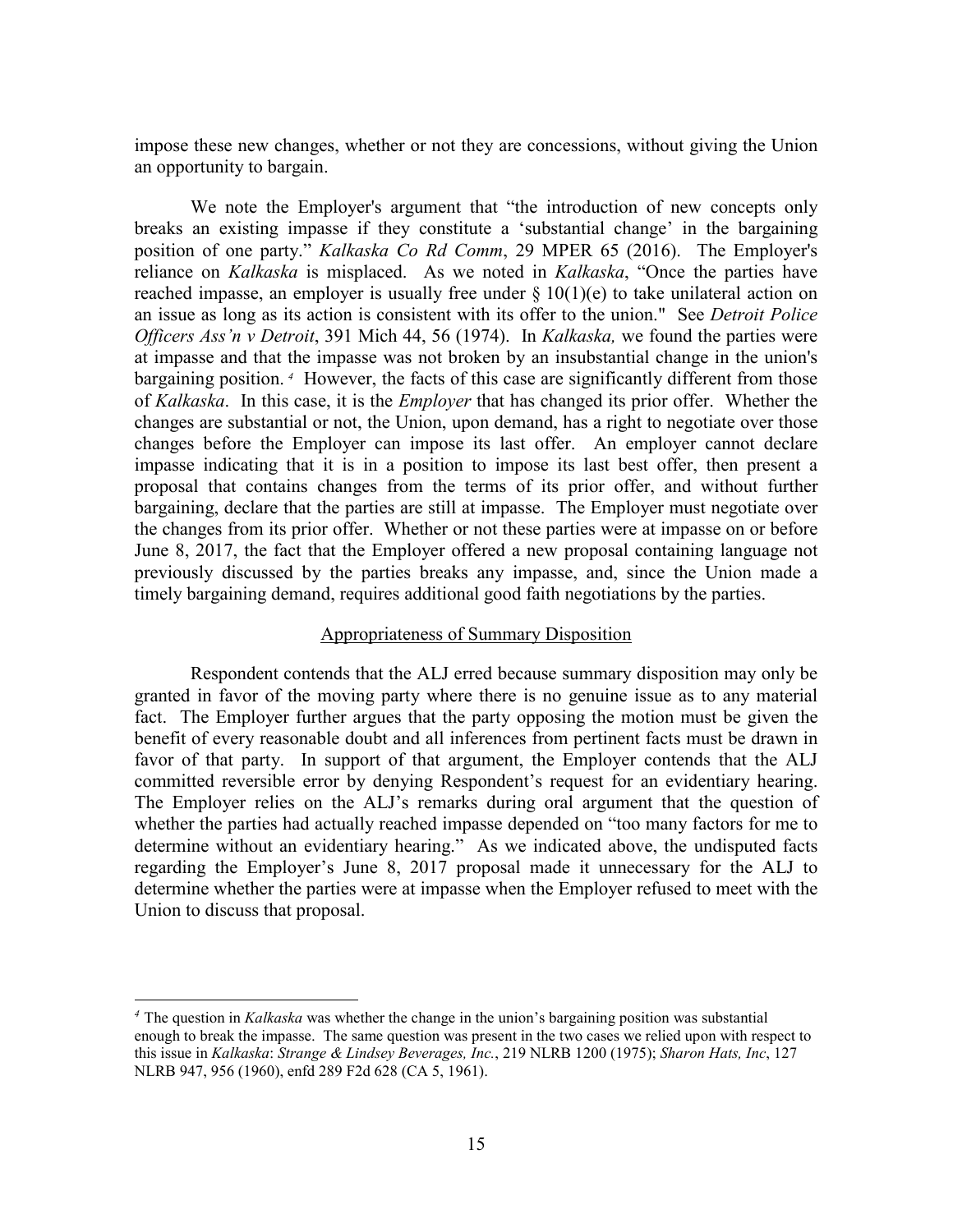impose these new changes, whether or not they are concessions, without giving the Union an opportunity to bargain.

We note the Employer's argument that "the introduction of new concepts only breaks an existing impasse if they constitute a 'substantial change' in the bargaining position of one party." *Kalkaska Co Rd Comm*, 29 MPER 65 (2016). The Employer's reliance on *Kalkaska* is misplaced. As we noted in *Kalkaska*, "Once the parties have reached impasse, an employer is usually free under § 10(1)(e) to take unilateral action on an issue as long as its action is consistent with its offer to the union." See *Detroit Police Officers Ass'n v Detroit*, 391 Mich 44, 56 (1974). In *Kalkaska,* we found the parties were at impasse and that the impasse was not broken by an insubstantial change in the union's bargaining position.[4] However, the facts of this case are significantly different from those of *Kalkaska*. In this case, it is the *Employer* that has changed its prior offer. Whether the changes are substantial or not, the Union, upon demand, has a right to negotiate over those changes before the Employer can impose its last offer. An employer cannot declare impasse indicating that it is in a position to impose its last best offer, then present a proposal that contains changes from the terms of its prior offer, and without further bargaining, declare that the parties are still at impasse. The Employer must negotiate over the changes from its prior offer. Whether or not these parties were at impasse on or before June 8, 2017, the fact that the Employer offered a new proposal containing language not previously discussed by the parties breaks any impasse, and, since the Union made a timely bargaining demand, requires additional good faith negotiations by the parties.

## Appropriateness of Summary Disposition

Respondent contends that the ALJ erred because summary disposition may only be granted in favor of the moving party where there is no genuine issue as to any material fact. The Employer further argues that the party opposing the motion must be given the benefit of every reasonable doubt and all inferences from pertinent facts must be drawn in favor of that party. In support of that argument, the Employer contends that the ALJ committed reversible error by denying Respondent's request for an evidentiary hearing. The Employer relies on the ALJ's remarks during oral argument that the question of whether the parties had actually reached impasse depended on "too many factors for me to determine without an evidentiary hearing." As we indicated above, the undisputed facts regarding the Employer's June 8, 2017 proposal made it unnecessary for the ALJ to determine whether the parties were at impasse when the Employer refused to meet with the Union to discuss that proposal.

---

[4] The question in *Kalkaska* was whether the change in the union's bargaining position was substantial enough to break the impasse. The same question was present in the two cases we relied upon with respect to this issue in *Kalkaska*: *Strange & Lindsey Beverages, Inc.*, 219 NLRB 1200 (1975); *Sharon Hats, Inc*, 127 NLRB 947, 956 (1960), enfd 289 F2d 628 (CA 5, 1961).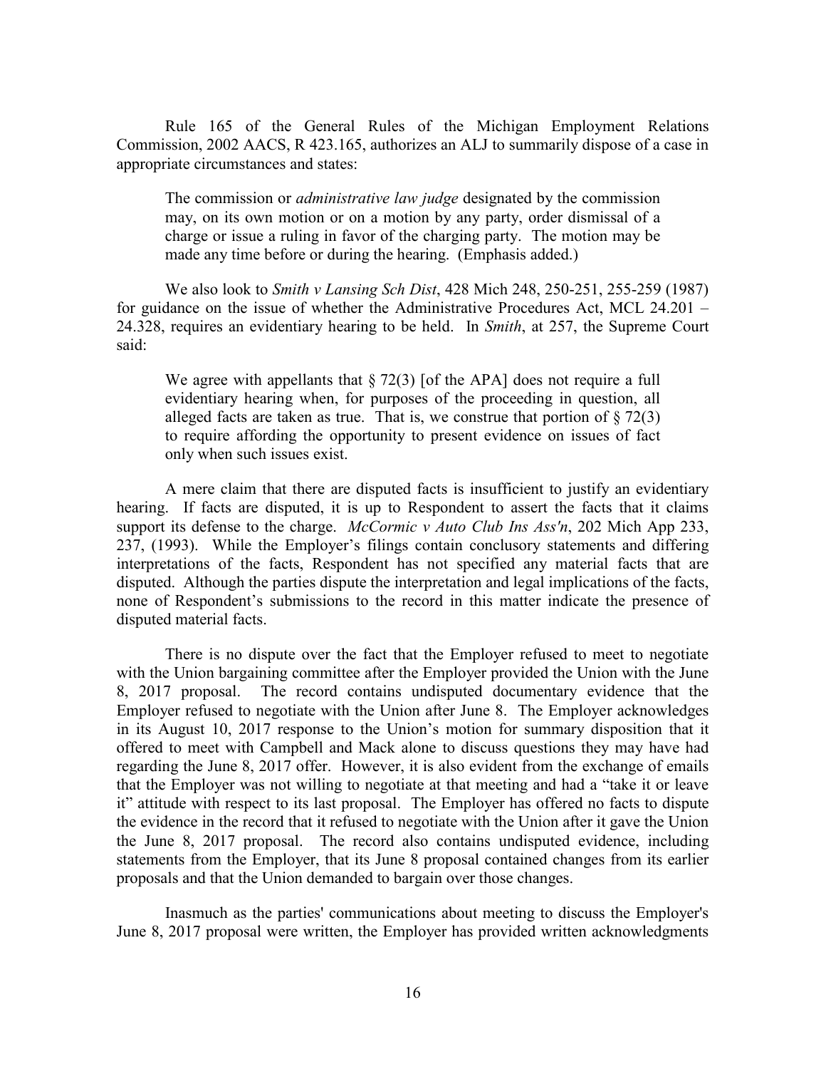Rule 165 of the General Rules of the Michigan Employment Relations Commission, 2002 AACS, R 423.165, authorizes an ALJ to summarily dispose of a case in appropriate circumstances and states:

> The commission or *administrative law judge* designated by the commission may, on its own motion or on a motion by any party, order dismissal of a charge or issue a ruling in favor of the charging party. The motion may be made any time before or during the hearing. (Emphasis added.)

We also look to *Smith v Lansing Sch Dist*, 428 Mich 248, 250-251, 255-259 (1987) for guidance on the issue of whether the Administrative Procedures Act, MCL 24.201 – 24.328, requires an evidentiary hearing to be held. In *Smith*, at 257, the Supreme Court said:

> We agree with appellants that § 72(3) [of the APA] does not require a full evidentiary hearing when, for purposes of the proceeding in question, all alleged facts are taken as true. That is, we construe that portion of § 72(3) to require affording the opportunity to present evidence on issues of fact only when such issues exist.

A mere claim that there are disputed facts is insufficient to justify an evidentiary hearing. If facts are disputed, it is up to Respondent to assert the facts that it claims support its defense to the charge. *McCormic v Auto Club Ins Ass'n*, 202 Mich App 233, 237, (1993). While the Employer's filings contain conclusory statements and differing interpretations of the facts, Respondent has not specified any material facts that are disputed. Although the parties dispute the interpretation and legal implications of the facts, none of Respondent's submissions to the record in this matter indicate the presence of disputed material facts.

There is no dispute over the fact that the Employer refused to meet to negotiate with the Union bargaining committee after the Employer provided the Union with the June 8, 2017 proposal. The record contains undisputed documentary evidence that the Employer refused to negotiate with the Union after June 8. The Employer acknowledges in its August 10, 2017 response to the Union's motion for summary disposition that it offered to meet with Campbell and Mack alone to discuss questions they may have had regarding the June 8, 2017 offer. However, it is also evident from the exchange of emails that the Employer was not willing to negotiate at that meeting and had a "take it or leave it" attitude with respect to its last proposal. The Employer has offered no facts to dispute the evidence in the record that it refused to negotiate with the Union after it gave the Union the June 8, 2017 proposal. The record also contains undisputed evidence, including statements from the Employer, that its June 8 proposal contained changes from its earlier proposals and that the Union demanded to bargain over those changes.

Inasmuch as the parties' communications about meeting to discuss the Employer's June 8, 2017 proposal were written, the Employer has provided written acknowledgments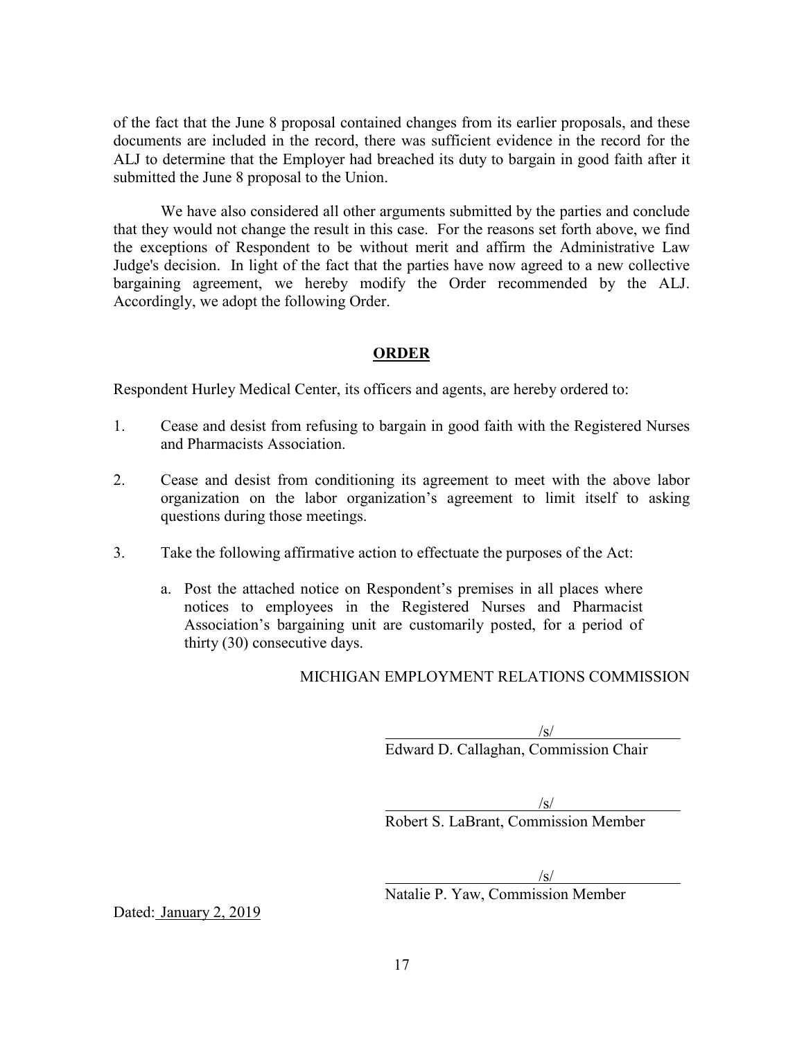of the fact that the June 8 proposal contained changes from its earlier proposals, and these documents are included in the record, there was sufficient evidence in the record for the ALJ to determine that the Employer had breached its duty to bargain in good faith after it submitted the June 8 proposal to the Union.

We have also considered all other arguments submitted by the parties and conclude that they would not change the result in this case. For the reasons set forth above, we find the exceptions of Respondent to be without merit and affirm the Administrative Law Judge's decision. In light of the fact that the parties have now agreed to a new collective bargaining agreement, we hereby modify the Order recommended by the ALJ. Accordingly, we adopt the following Order.

## ORDER

Respondent Hurley Medical Center, its officers and agents, are hereby ordered to:

1. Cease and desist from refusing to bargain in good faith with the Registered Nurses and Pharmacists Association.

2. Cease and desist from conditioning its agreement to meet with the above labor organization on the labor organization's agreement to limit itself to asking questions during those meetings.

3. Take the following affirmative action to effectuate the purposes of the Act:

   a. Post the attached notice on Respondent's premises in all places where notices to employees in the Registered Nurses and Pharmacist Association's bargaining unit are customarily posted, for a period of thirty (30) consecutive days.

MICHIGAN EMPLOYMENT RELATIONS COMMISSION

/s/
Edward D. Callaghan, Commission Chair

/s/
Robert S. LaBrant, Commission Member

/s/
Natalie P. Yaw, Commission Member

Dated: January 2, 2019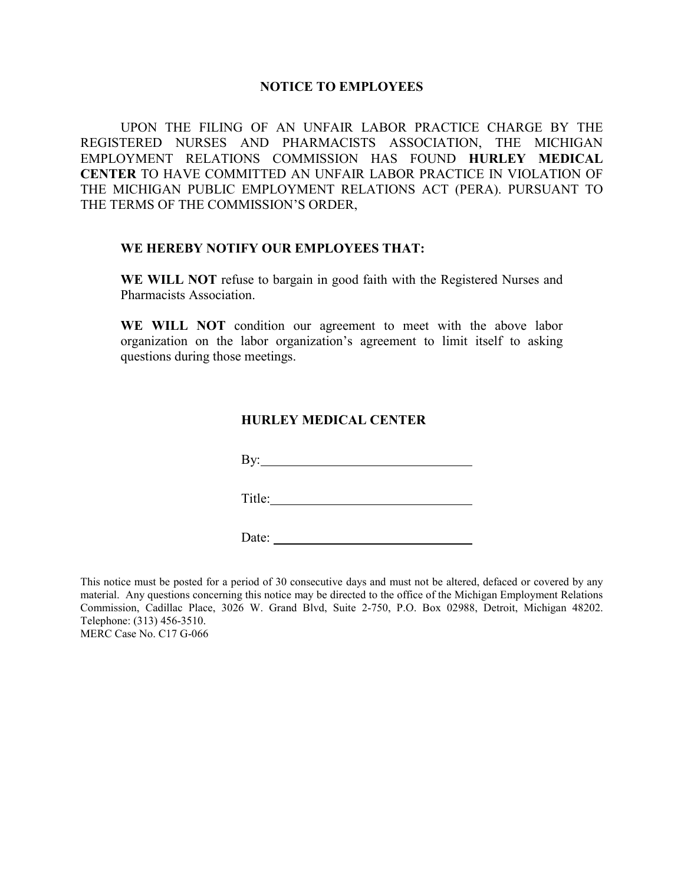## NOTICE TO EMPLOYEES

UPON THE FILING OF AN UNFAIR LABOR PRACTICE CHARGE BY THE REGISTERED NURSES AND PHARMACISTS ASSOCIATION, THE MICHIGAN EMPLOYMENT RELATIONS COMMISSION HAS FOUND **HURLEY MEDICAL CENTER** TO HAVE COMMITTED AN UNFAIR LABOR PRACTICE IN VIOLATION OF THE MICHIGAN PUBLIC EMPLOYMENT RELATIONS ACT (PERA). PURSUANT TO THE TERMS OF THE COMMISSION'S ORDER,

**WE HEREBY NOTIFY OUR EMPLOYEES THAT:**

**WE WILL NOT** refuse to bargain in good faith with the Registered Nurses and Pharmacists Association.

**WE WILL NOT** condition our agreement to meet with the above labor organization on the labor organization's agreement to limit itself to asking questions during those meetings.

**HURLEY MEDICAL CENTER**

By: ______________________________

Title: ______________________________

Date: ______________________________

This notice must be posted for a period of 30 consecutive days and must not be altered, defaced or covered by any material. Any questions concerning this notice may be directed to the office of the Michigan Employment Relations Commission, Cadillac Place, 3026 W. Grand Blvd, Suite 2-750, P.O. Box 02988, Detroit, Michigan 48202. Telephone: (313) 456-3510.
MERC Case No. C17 G-066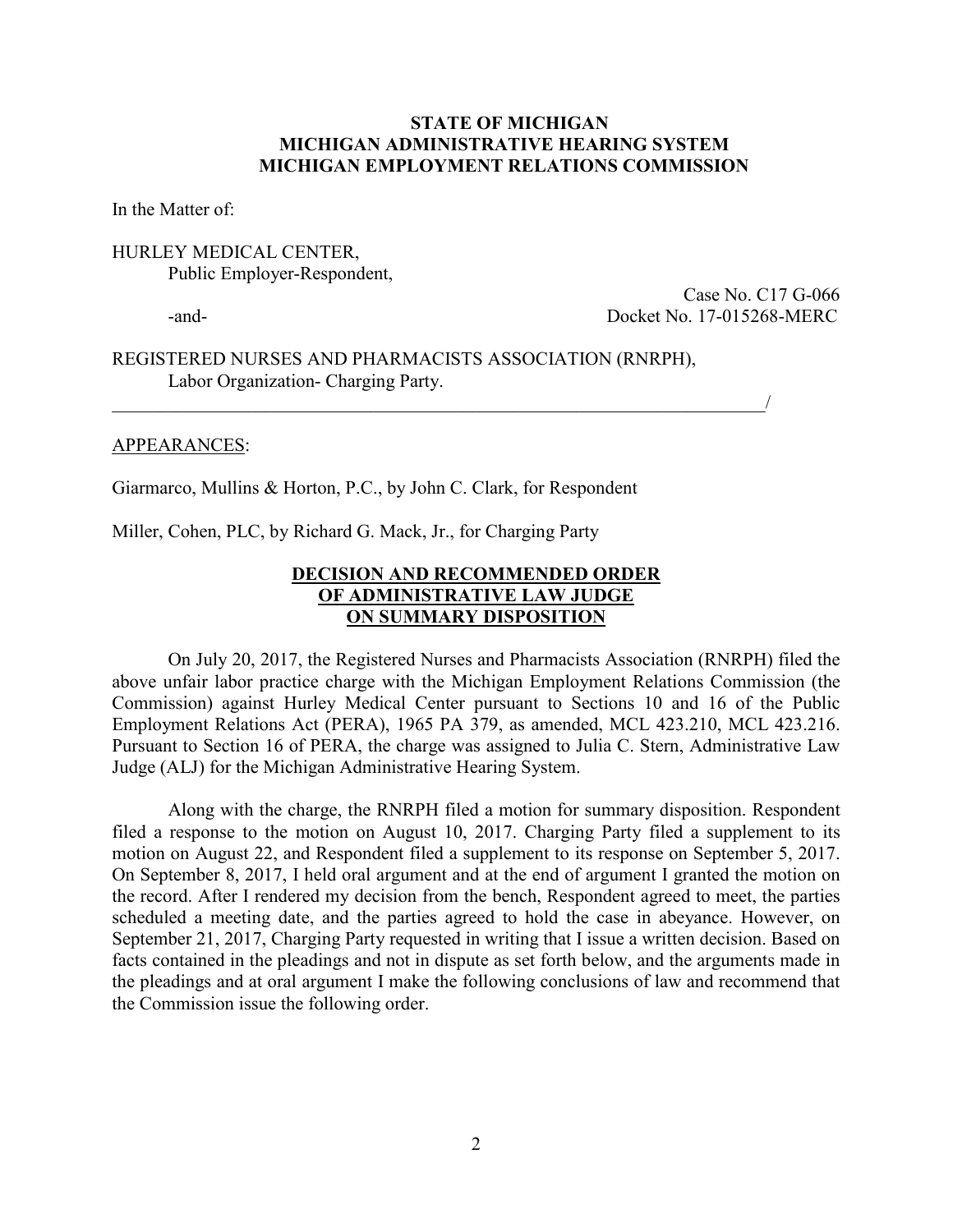**STATE OF MICHIGAN**
**MICHIGAN ADMINISTRATIVE HEARING SYSTEM**
**MICHIGAN EMPLOYMENT RELATIONS COMMISSION**

In the Matter of:

HURLEY MEDICAL CENTER,
Public Employer-Respondent,

Case No. C17 G-066
-and- Docket No. 17-015268-MERC

REGISTERED NURSES AND PHARMACISTS ASSOCIATION (RNRPH),
Labor Organization- Charging Party.
_____________________________________________________________________/

APPEARANCES:

Giarmarco, Mullins & Horton, P.C., by John C. Clark, for Respondent

Miller, Cohen, PLC, by Richard G. Mack, Jr., for Charging Party

## DECISION AND RECOMMENDED ORDER OF ADMINISTRATIVE LAW JUDGE ON SUMMARY DISPOSITION

On July 20, 2017, the Registered Nurses and Pharmacists Association (RNRPH) filed the above unfair labor practice charge with the Michigan Employment Relations Commission (the Commission) against Hurley Medical Center pursuant to Sections 10 and 16 of the Public Employment Relations Act (PERA), 1965 PA 379, as amended, MCL 423.210, MCL 423.216. Pursuant to Section 16 of PERA, the charge was assigned to Julia C. Stern, Administrative Law Judge (ALJ) for the Michigan Administrative Hearing System.

Along with the charge, the RNRPH filed a motion for summary disposition. Respondent filed a response to the motion on August 10, 2017. Charging Party filed a supplement to its motion on August 22, and Respondent filed a supplement to its response on September 5, 2017. On September 8, 2017, I held oral argument and at the end of argument I granted the motion on the record. After I rendered my decision from the bench, Respondent agreed to meet, the parties scheduled a meeting date, and the parties agreed to hold the case in abeyance. However, on September 21, 2017, Charging Party requested in writing that I issue a written decision. Based on facts contained in the pleadings and not in dispute as set forth below, and the arguments made in the pleadings and at oral argument I make the following conclusions of law and recommend that the Commission issue the following order.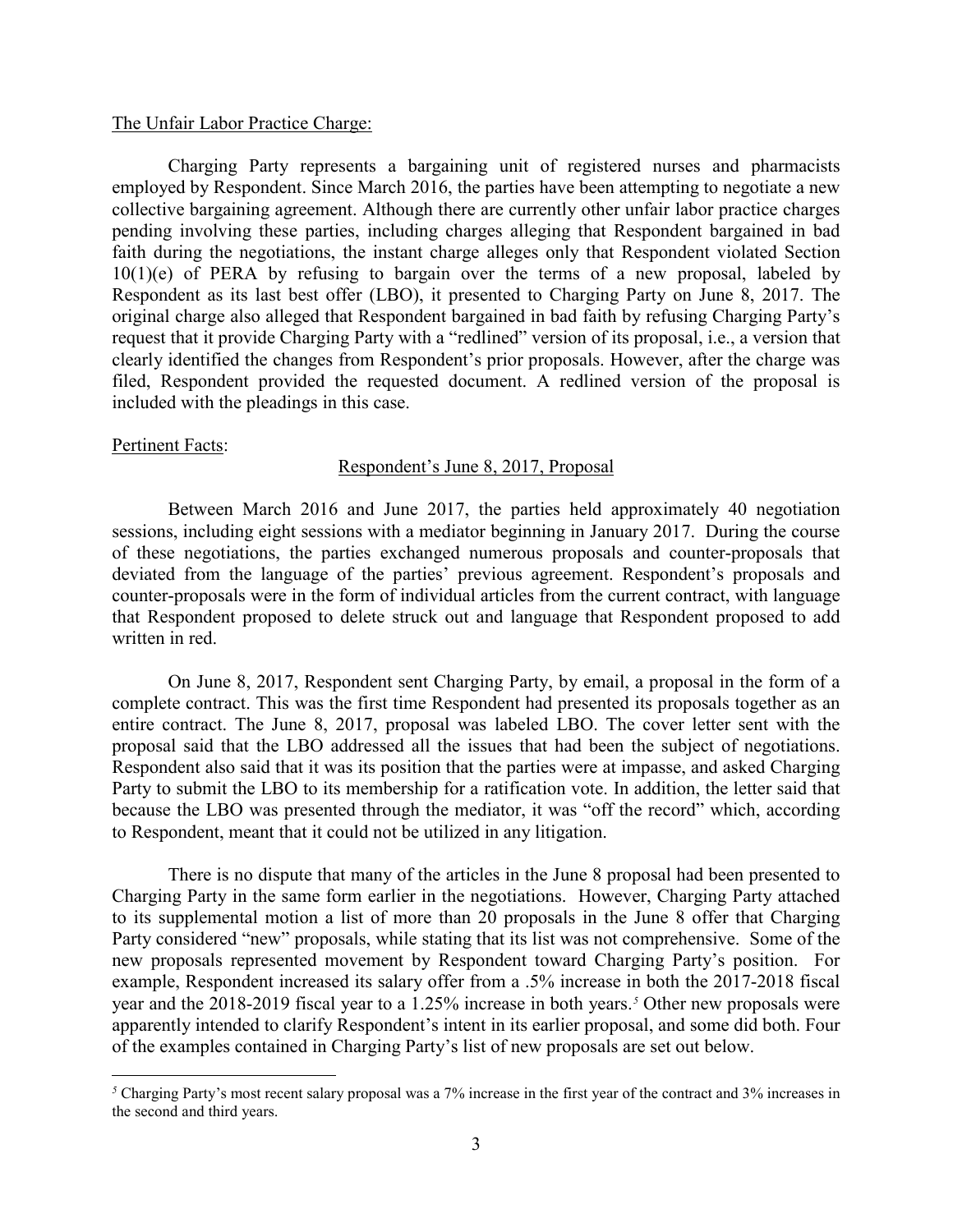The Unfair Labor Practice Charge:

Charging Party represents a bargaining unit of registered nurses and pharmacists employed by Respondent. Since March 2016, the parties have been attempting to negotiate a new collective bargaining agreement. Although there are currently other unfair labor practice charges pending involving these parties, including charges alleging that Respondent bargained in bad faith during the negotiations, the instant charge alleges only that Respondent violated Section 10(1)(e) of PERA by refusing to bargain over the terms of a new proposal, labeled by Respondent as its last best offer (LBO), it presented to Charging Party on June 8, 2017. The original charge also alleged that Respondent bargained in bad faith by refusing Charging Party's request that it provide Charging Party with a "redlined" version of its proposal, i.e., a version that clearly identified the changes from Respondent's prior proposals. However, after the charge was filed, Respondent provided the requested document. A redlined version of the proposal is included with the pleadings in this case.

Pertinent Facts:

Respondent's June 8, 2017, Proposal

Between March 2016 and June 2017, the parties held approximately 40 negotiation sessions, including eight sessions with a mediator beginning in January 2017. During the course of these negotiations, the parties exchanged numerous proposals and counter-proposals that deviated from the language of the parties' previous agreement. Respondent's proposals and counter-proposals were in the form of individual articles from the current contract, with language that Respondent proposed to delete struck out and language that Respondent proposed to add written in red.

On June 8, 2017, Respondent sent Charging Party, by email, a proposal in the form of a complete contract. This was the first time Respondent had presented its proposals together as an entire contract. The June 8, 2017, proposal was labeled LBO. The cover letter sent with the proposal said that the LBO addressed all the issues that had been the subject of negotiations. Respondent also said that it was its position that the parties were at impasse, and asked Charging Party to submit the LBO to its membership for a ratification vote. In addition, the letter said that because the LBO was presented through the mediator, it was "off the record" which, according to Respondent, meant that it could not be utilized in any litigation.

There is no dispute that many of the articles in the June 8 proposal had been presented to Charging Party in the same form earlier in the negotiations. However, Charging Party attached to its supplemental motion a list of more than 20 proposals in the June 8 offer that Charging Party considered "new" proposals, while stating that its list was not comprehensive. Some of the new proposals represented movement by Respondent toward Charging Party's position. For example, Respondent increased its salary offer from a .5% increase in both the 2017-2018 fiscal year and the 2018-2019 fiscal year to a 1.25% increase in both years.[5] Other new proposals were apparently intended to clarify Respondent's intent in its earlier proposal, and some did both. Four of the examples contained in Charging Party's list of new proposals are set out below.

[5] Charging Party's most recent salary proposal was a 7% increase in the first year of the contract and 3% increases in the second and third years.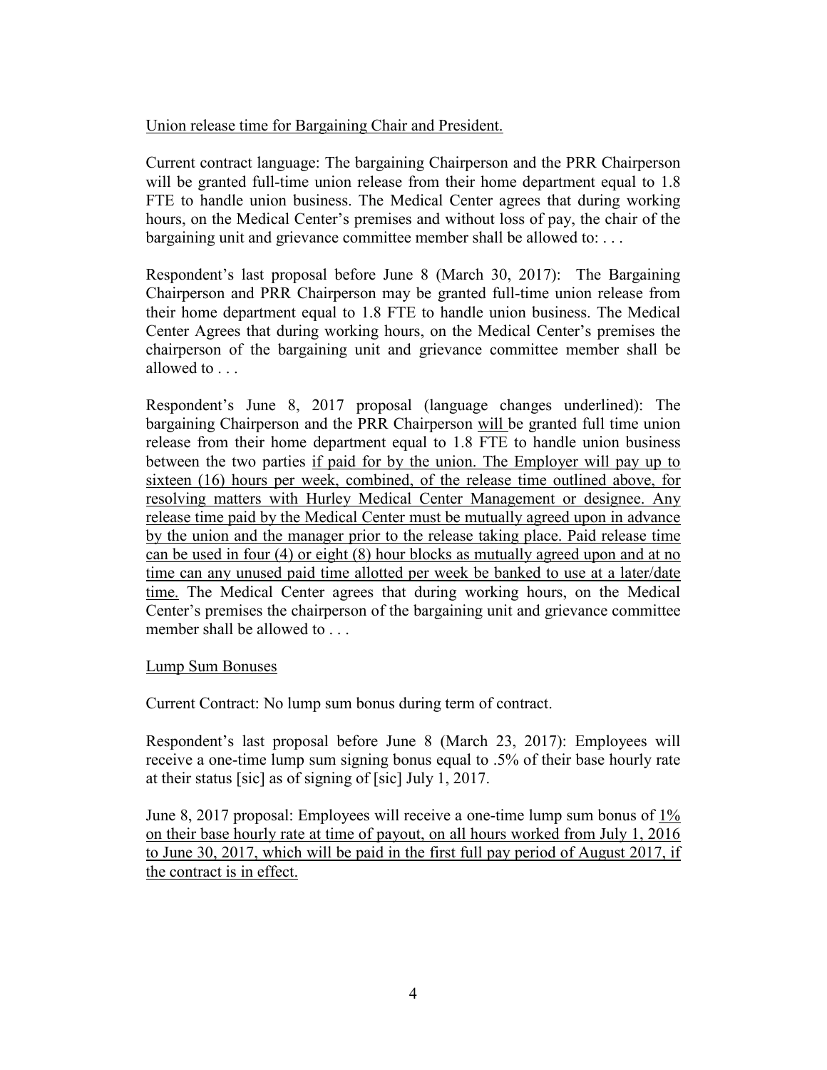<u>Union release time for Bargaining Chair and President.</u>

Current contract language: The bargaining Chairperson and the PRR Chairperson will be granted full-time union release from their home department equal to 1.8 FTE to handle union business. The Medical Center agrees that during working hours, on the Medical Center's premises and without loss of pay, the chair of the bargaining unit and grievance committee member shall be allowed to: . . .

Respondent's last proposal before June 8 (March 30, 2017): The Bargaining Chairperson and PRR Chairperson may be granted full-time union release from their home department equal to 1.8 FTE to handle union business. The Medical Center Agrees that during working hours, on the Medical Center's premises the chairperson of the bargaining unit and grievance committee member shall be allowed to . . .

Respondent's June 8, 2017 proposal (language changes underlined): The bargaining Chairperson and the PRR Chairperson <u>will</u> be granted full time union release from their home department equal to 1.8 FTE to handle union business between the two parties <u>if paid for by the union. The Employer will pay up to sixteen (16) hours per week, combined, of the release time outlined above, for resolving matters with Hurley Medical Center Management or designee. Any release time paid by the Medical Center must be mutually agreed upon in advance by the union and the manager prior to the release taking place. Paid release time can be used in four (4) or eight (8) hour blocks as mutually agreed upon and at no time can any unused paid time allotted per week be banked to use at a later/date time.</u> The Medical Center agrees that during working hours, on the Medical Center's premises the chairperson of the bargaining unit and grievance committee member shall be allowed to . . .

<u>Lump Sum Bonuses</u>

Current Contract: No lump sum bonus during term of contract.

Respondent's last proposal before June 8 (March 23, 2017): Employees will receive a one-time lump sum signing bonus equal to .5% of their base hourly rate at their status [sic] as of signing of [sic] July 1, 2017.

June 8, 2017 proposal: Employees will receive a one-time lump sum bonus of <u>1% on their base hourly rate at time of payout, on all hours worked from July 1, 2016 to June 30, 2017, which will be paid in the first full pay period of August 2017, if the contract is in effect.</u>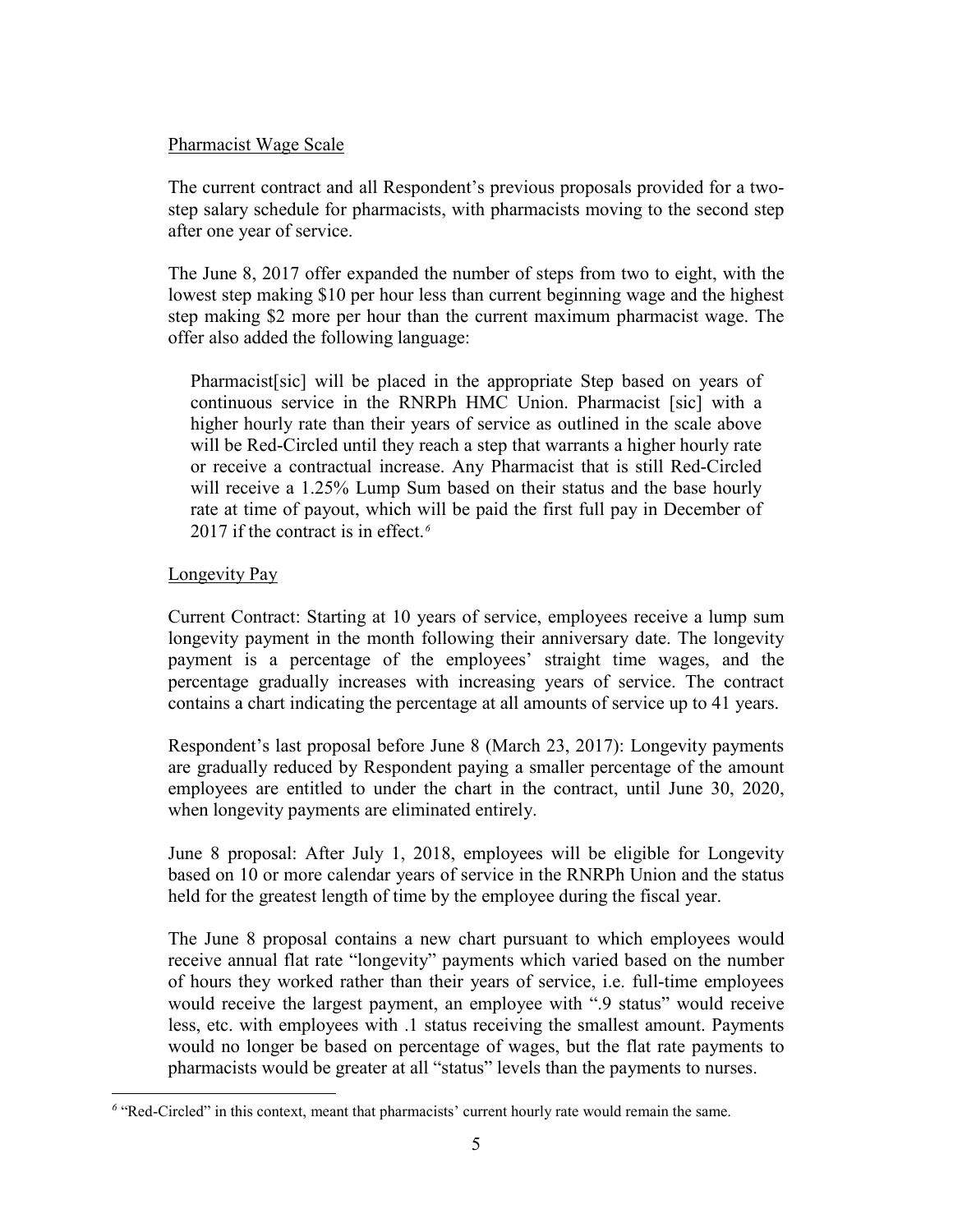Pharmacist Wage Scale

The current contract and all Respondent's previous proposals provided for a two-step salary schedule for pharmacists, with pharmacists moving to the second step after one year of service.

The June 8, 2017 offer expanded the number of steps from two to eight, with the lowest step making $10 per hour less than current beginning wage and the highest step making $2 more per hour than the current maximum pharmacist wage. The offer also added the following language:

> Pharmacist[sic] will be placed in the appropriate Step based on years of continuous service in the RNRPh HMC Union. Pharmacist [sic] with a higher hourly rate than their years of service as outlined in the scale above will be Red-Circled until they reach a step that warrants a higher hourly rate or receive a contractual increase. Any Pharmacist that is still Red-Circled will receive a 1.25% Lump Sum based on their status and the base hourly rate at time of payout, which will be paid the first full pay in December of 2017 if the contract is in effect.[6]

Longevity Pay

Current Contract: Starting at 10 years of service, employees receive a lump sum longevity payment in the month following their anniversary date. The longevity payment is a percentage of the employees' straight time wages, and the percentage gradually increases with increasing years of service. The contract contains a chart indicating the percentage at all amounts of service up to 41 years.

Respondent's last proposal before June 8 (March 23, 2017): Longevity payments are gradually reduced by Respondent paying a smaller percentage of the amount employees are entitled to under the chart in the contract, until June 30, 2020, when longevity payments are eliminated entirely.

June 8 proposal: After July 1, 2018, employees will be eligible for Longevity based on 10 or more calendar years of service in the RNRPh Union and the status held for the greatest length of time by the employee during the fiscal year.

The June 8 proposal contains a new chart pursuant to which employees would receive annual flat rate "longevity" payments which varied based on the number of hours they worked rather than their years of service, i.e. full-time employees would receive the largest payment, an employee with ".9 status" would receive less, etc. with employees with .1 status receiving the smallest amount. Payments would no longer be based on percentage of wages, but the flat rate payments to pharmacists would be greater at all "status" levels than the payments to nurses.

[6] "Red-Circled" in this context, meant that pharmacists' current hourly rate would remain the same.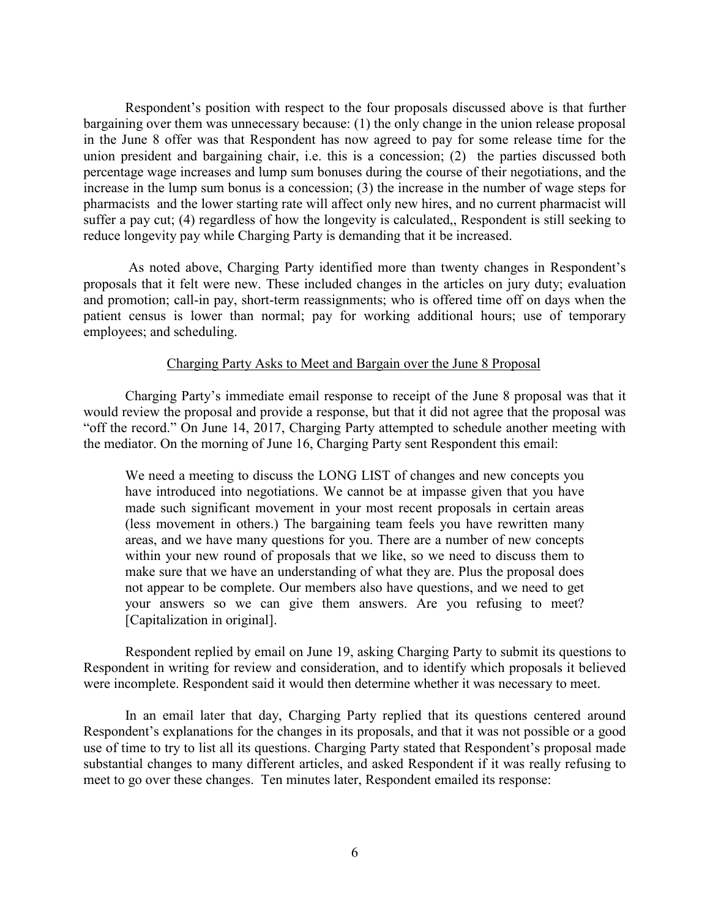Respondent's position with respect to the four proposals discussed above is that further bargaining over them was unnecessary because: (1) the only change in the union release proposal in the June 8 offer was that Respondent has now agreed to pay for some release time for the union president and bargaining chair, i.e. this is a concession; (2) the parties discussed both percentage wage increases and lump sum bonuses during the course of their negotiations, and the increase in the lump sum bonus is a concession; (3) the increase in the number of wage steps for pharmacists and the lower starting rate will affect only new hires, and no current pharmacist will suffer a pay cut; (4) regardless of how the longevity is calculated,, Respondent is still seeking to reduce longevity pay while Charging Party is demanding that it be increased.

As noted above, Charging Party identified more than twenty changes in Respondent's proposals that it felt were new. These included changes in the articles on jury duty; evaluation and promotion; call-in pay, short-term reassignments; who is offered time off on days when the patient census is lower than normal; pay for working additional hours; use of temporary employees; and scheduling.

## Charging Party Asks to Meet and Bargain over the June 8 Proposal

Charging Party's immediate email response to receipt of the June 8 proposal was that it would review the proposal and provide a response, but that it did not agree that the proposal was "off the record." On June 14, 2017, Charging Party attempted to schedule another meeting with the mediator. On the morning of June 16, Charging Party sent Respondent this email:

> We need a meeting to discuss the LONG LIST of changes and new concepts you have introduced into negotiations. We cannot be at impasse given that you have made such significant movement in your most recent proposals in certain areas (less movement in others.) The bargaining team feels you have rewritten many areas, and we have many questions for you. There are a number of new concepts within your new round of proposals that we like, so we need to discuss them to make sure that we have an understanding of what they are. Plus the proposal does not appear to be complete. Our members also have questions, and we need to get your answers so we can give them answers. Are you refusing to meet? [Capitalization in original].

Respondent replied by email on June 19, asking Charging Party to submit its questions to Respondent in writing for review and consideration, and to identify which proposals it believed were incomplete. Respondent said it would then determine whether it was necessary to meet.

In an email later that day, Charging Party replied that its questions centered around Respondent's explanations for the changes in its proposals, and that it was not possible or a good use of time to try to list all its questions. Charging Party stated that Respondent's proposal made substantial changes to many different articles, and asked Respondent if it was really refusing to meet to go over these changes. Ten minutes later, Respondent emailed its response: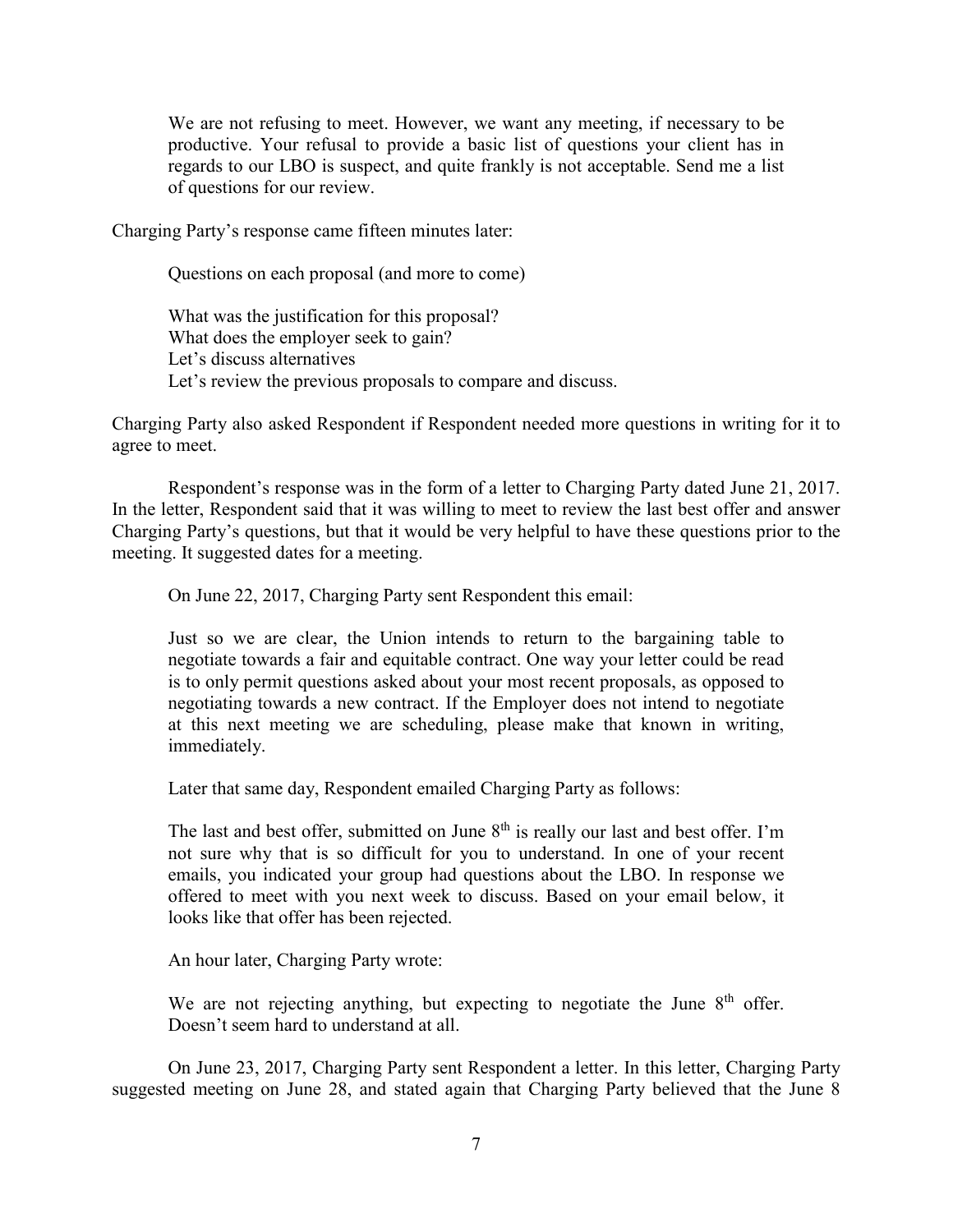> We are not refusing to meet. However, we want any meeting, if necessary to be productive. Your refusal to provide a basic list of questions your client has in regards to our LBO is suspect, and quite frankly is not acceptable. Send me a list of questions for our review.

Charging Party's response came fifteen minutes later:

> Questions on each proposal (and more to come)
>
> What was the justification for this proposal?
> What does the employer seek to gain?
> Let's discuss alternatives
> Let's review the previous proposals to compare and discuss.

Charging Party also asked Respondent if Respondent needed more questions in writing for it to agree to meet.

Respondent's response was in the form of a letter to Charging Party dated June 21, 2017. In the letter, Respondent said that it was willing to meet to review the last best offer and answer Charging Party's questions, but that it would be very helpful to have these questions prior to the meeting. It suggested dates for a meeting.

On June 22, 2017, Charging Party sent Respondent this email:

> Just so we are clear, the Union intends to return to the bargaining table to negotiate towards a fair and equitable contract. One way your letter could be read is to only permit questions asked about your most recent proposals, as opposed to negotiating towards a new contract. If the Employer does not intend to negotiate at this next meeting we are scheduling, please make that known in writing, immediately.

Later that same day, Respondent emailed Charging Party as follows:

> The last and best offer, submitted on June 8th is really our last and best offer. I'm not sure why that is so difficult for you to understand. In one of your recent emails, you indicated your group had questions about the LBO. In response we offered to meet with you next week to discuss. Based on your email below, it looks like that offer has been rejected.

An hour later, Charging Party wrote:

> We are not rejecting anything, but expecting to negotiate the June 8th offer. Doesn't seem hard to understand at all.

On June 23, 2017, Charging Party sent Respondent a letter. In this letter, Charging Party suggested meeting on June 28, and stated again that Charging Party believed that the June 8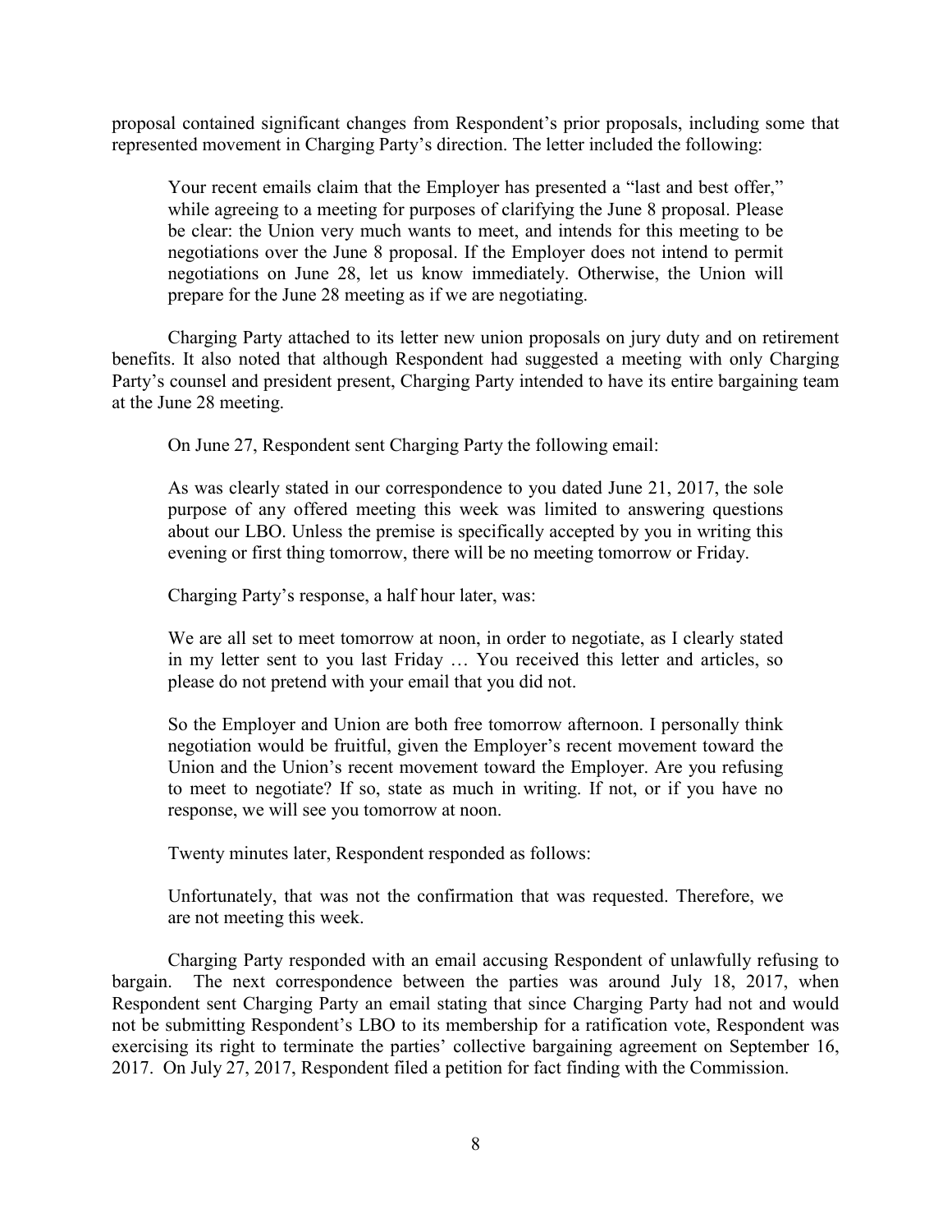proposal contained significant changes from Respondent's prior proposals, including some that represented movement in Charging Party's direction. The letter included the following:

> Your recent emails claim that the Employer has presented a "last and best offer," while agreeing to a meeting for purposes of clarifying the June 8 proposal. Please be clear: the Union very much wants to meet, and intends for this meeting to be negotiations over the June 8 proposal. If the Employer does not intend to permit negotiations on June 28, let us know immediately. Otherwise, the Union will prepare for the June 28 meeting as if we are negotiating.

Charging Party attached to its letter new union proposals on jury duty and on retirement benefits. It also noted that although Respondent had suggested a meeting with only Charging Party's counsel and president present, Charging Party intended to have its entire bargaining team at the June 28 meeting.

On June 27, Respondent sent Charging Party the following email:

> As was clearly stated in our correspondence to you dated June 21, 2017, the sole purpose of any offered meeting this week was limited to answering questions about our LBO. Unless the premise is specifically accepted by you in writing this evening or first thing tomorrow, there will be no meeting tomorrow or Friday.

Charging Party's response, a half hour later, was:

> We are all set to meet tomorrow at noon, in order to negotiate, as I clearly stated in my letter sent to you last Friday … You received this letter and articles, so please do not pretend with your email that you did not.
>
> So the Employer and Union are both free tomorrow afternoon. I personally think negotiation would be fruitful, given the Employer's recent movement toward the Union and the Union's recent movement toward the Employer. Are you refusing to meet to negotiate? If so, state as much in writing. If not, or if you have no response, we will see you tomorrow at noon.

Twenty minutes later, Respondent responded as follows:

> Unfortunately, that was not the confirmation that was requested. Therefore, we are not meeting this week.

Charging Party responded with an email accusing Respondent of unlawfully refusing to bargain. The next correspondence between the parties was around July 18, 2017, when Respondent sent Charging Party an email stating that since Charging Party had not and would not be submitting Respondent's LBO to its membership for a ratification vote, Respondent was exercising its right to terminate the parties' collective bargaining agreement on September 16, 2017. On July 27, 2017, Respondent filed a petition for fact finding with the Commission.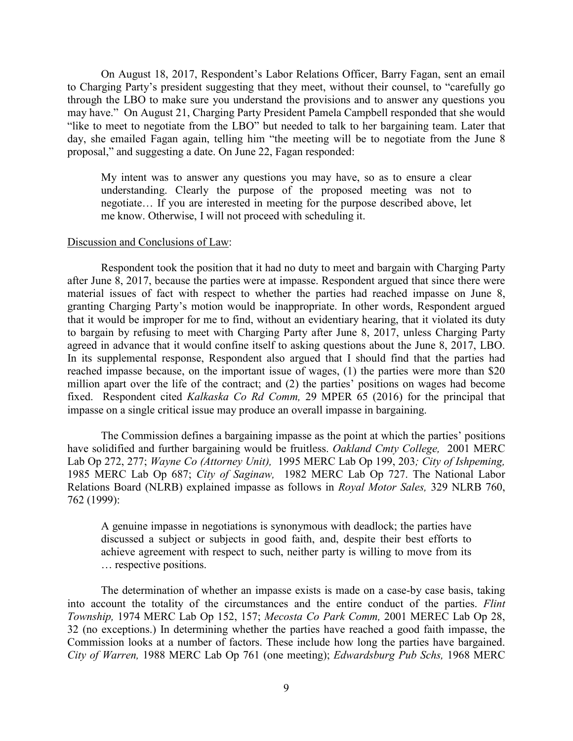On August 18, 2017, Respondent's Labor Relations Officer, Barry Fagan, sent an email to Charging Party's president suggesting that they meet, without their counsel, to "carefully go through the LBO to make sure you understand the provisions and to answer any questions you may have." On August 21, Charging Party President Pamela Campbell responded that she would "like to meet to negotiate from the LBO" but needed to talk to her bargaining team. Later that day, she emailed Fagan again, telling him "the meeting will be to negotiate from the June 8 proposal," and suggesting a date. On June 22, Fagan responded:

> My intent was to answer any questions you may have, so as to ensure a clear understanding. Clearly the purpose of the proposed meeting was not to negotiate… If you are interested in meeting for the purpose described above, let me know. Otherwise, I will not proceed with scheduling it.

Discussion and Conclusions of Law:

Respondent took the position that it had no duty to meet and bargain with Charging Party after June 8, 2017, because the parties were at impasse. Respondent argued that since there were material issues of fact with respect to whether the parties had reached impasse on June 8, granting Charging Party's motion would be inappropriate. In other words, Respondent argued that it would be improper for me to find, without an evidentiary hearing, that it violated its duty to bargain by refusing to meet with Charging Party after June 8, 2017, unless Charging Party agreed in advance that it would confine itself to asking questions about the June 8, 2017, LBO. In its supplemental response, Respondent also argued that I should find that the parties had reached impasse because, on the important issue of wages, (1) the parties were more than $20 million apart over the life of the contract; and (2) the parties' positions on wages had become fixed. Respondent cited *Kalkaska Co Rd Comm,* 29 MPER 65 (2016) for the principal that impasse on a single critical issue may produce an overall impasse in bargaining.

The Commission defines a bargaining impasse as the point at which the parties' positions have solidified and further bargaining would be fruitless. *Oakland Cmty College,* 2001 MERC Lab Op 272, 277; *Wayne Co (Attorney Unit),* 1995 MERC Lab Op 199, 203*; City of Ishpeming,* 1985 MERC Lab Op 687; *City of Saginaw,* 1982 MERC Lab Op 727. The National Labor Relations Board (NLRB) explained impasse as follows in *Royal Motor Sales,* 329 NLRB 760, 762 (1999):

> A genuine impasse in negotiations is synonymous with deadlock; the parties have discussed a subject or subjects in good faith, and, despite their best efforts to achieve agreement with respect to such, neither party is willing to move from its … respective positions.

The determination of whether an impasse exists is made on a case-by case basis, taking into account the totality of the circumstances and the entire conduct of the parties. *Flint Township,* 1974 MERC Lab Op 152, 157; *Mecosta Co Park Comm,* 2001 MEREC Lab Op 28, 32 (no exceptions.) In determining whether the parties have reached a good faith impasse, the Commission looks at a number of factors. These include how long the parties have bargained. *City of Warren,* 1988 MERC Lab Op 761 (one meeting); *Edwardsburg Pub Schs,* 1968 MERC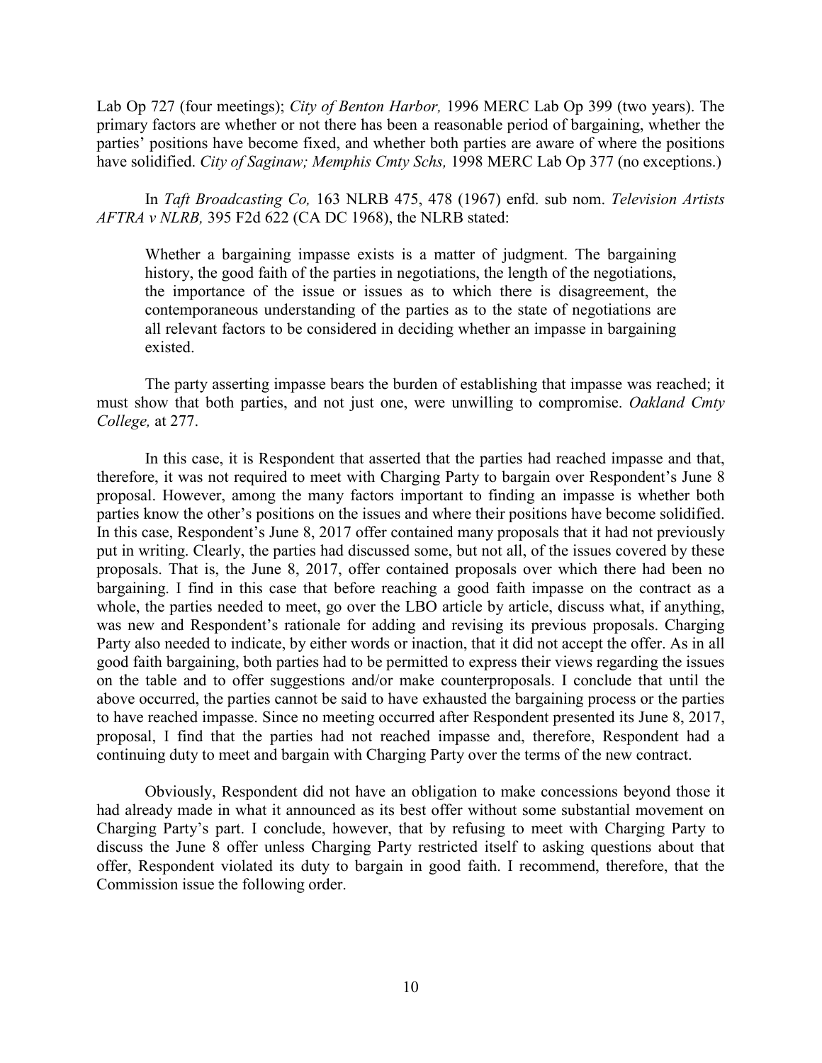Lab Op 727 (four meetings); *City of Benton Harbor,* 1996 MERC Lab Op 399 (two years). The primary factors are whether or not there has been a reasonable period of bargaining, whether the parties' positions have become fixed, and whether both parties are aware of where the positions have solidified. *City of Saginaw; Memphis Cmty Schs,* 1998 MERC Lab Op 377 (no exceptions.)

In *Taft Broadcasting Co,* 163 NLRB 475, 478 (1967) enfd. sub nom. *Television Artists AFTRA v NLRB,* 395 F2d 622 (CA DC 1968), the NLRB stated:

> Whether a bargaining impasse exists is a matter of judgment. The bargaining history, the good faith of the parties in negotiations, the length of the negotiations, the importance of the issue or issues as to which there is disagreement, the contemporaneous understanding of the parties as to the state of negotiations are all relevant factors to be considered in deciding whether an impasse in bargaining existed.

The party asserting impasse bears the burden of establishing that impasse was reached; it must show that both parties, and not just one, were unwilling to compromise. *Oakland Cmty College,* at 277.

In this case, it is Respondent that asserted that the parties had reached impasse and that, therefore, it was not required to meet with Charging Party to bargain over Respondent's June 8 proposal. However, among the many factors important to finding an impasse is whether both parties know the other's positions on the issues and where their positions have become solidified. In this case, Respondent's June 8, 2017 offer contained many proposals that it had not previously put in writing. Clearly, the parties had discussed some, but not all, of the issues covered by these proposals. That is, the June 8, 2017, offer contained proposals over which there had been no bargaining. I find in this case that before reaching a good faith impasse on the contract as a whole, the parties needed to meet, go over the LBO article by article, discuss what, if anything, was new and Respondent's rationale for adding and revising its previous proposals. Charging Party also needed to indicate, by either words or inaction, that it did not accept the offer. As in all good faith bargaining, both parties had to be permitted to express their views regarding the issues on the table and to offer suggestions and/or make counterproposals. I conclude that until the above occurred, the parties cannot be said to have exhausted the bargaining process or the parties to have reached impasse. Since no meeting occurred after Respondent presented its June 8, 2017, proposal, I find that the parties had not reached impasse and, therefore, Respondent had a continuing duty to meet and bargain with Charging Party over the terms of the new contract.

Obviously, Respondent did not have an obligation to make concessions beyond those it had already made in what it announced as its best offer without some substantial movement on Charging Party's part. I conclude, however, that by refusing to meet with Charging Party to discuss the June 8 offer unless Charging Party restricted itself to asking questions about that offer, Respondent violated its duty to bargain in good faith. I recommend, therefore, that the Commission issue the following order.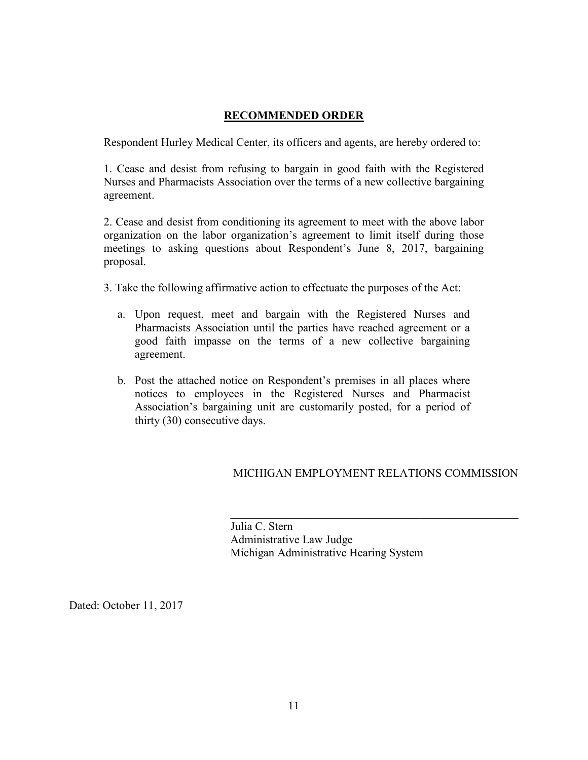## RECOMMENDED ORDER

Respondent Hurley Medical Center, its officers and agents, are hereby ordered to:

1. Cease and desist from refusing to bargain in good faith with the Registered Nurses and Pharmacists Association over the terms of a new collective bargaining agreement.

2. Cease and desist from conditioning its agreement to meet with the above labor organization on the labor organization's agreement to limit itself during those meetings to asking questions about Respondent's June 8, 2017, bargaining proposal.

3. Take the following affirmative action to effectuate the purposes of the Act:

   a. Upon request, meet and bargain with the Registered Nurses and Pharmacists Association until the parties have reached agreement or a good faith impasse on the terms of a new collective bargaining agreement.

   b. Post the attached notice on Respondent's premises in all places where notices to employees in the Registered Nurses and Pharmacist Association's bargaining unit are customarily posted, for a period of thirty (30) consecutive days.

MICHIGAN EMPLOYMENT RELATIONS COMMISSION

_____________________________________________

Julia C. Stern
Administrative Law Judge
Michigan Administrative Hearing System

Dated: October 11, 2017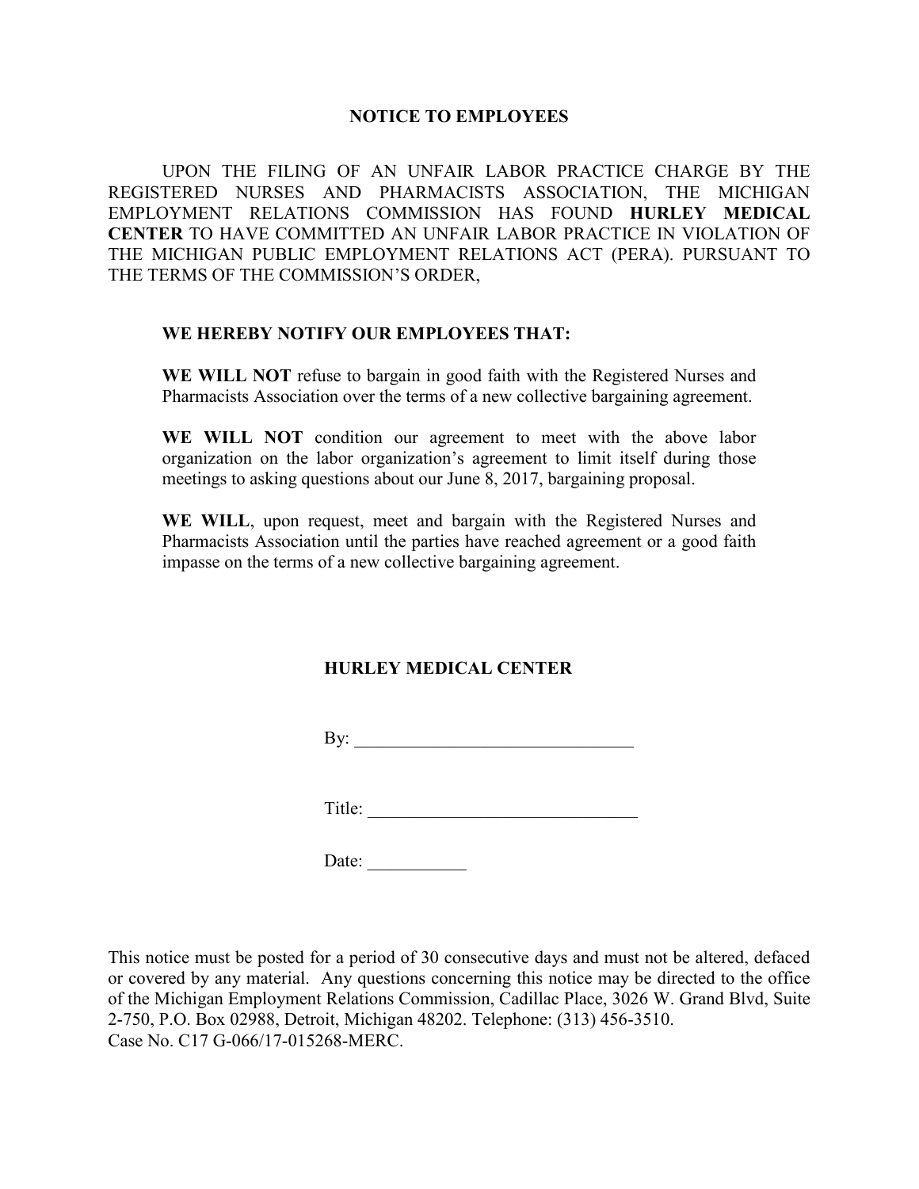## NOTICE TO EMPLOYEES

UPON THE FILING OF AN UNFAIR LABOR PRACTICE CHARGE BY THE REGISTERED NURSES AND PHARMACISTS ASSOCIATION, THE MICHIGAN EMPLOYMENT RELATIONS COMMISSION HAS FOUND **HURLEY MEDICAL CENTER** TO HAVE COMMITTED AN UNFAIR LABOR PRACTICE IN VIOLATION OF THE MICHIGAN PUBLIC EMPLOYMENT RELATIONS ACT (PERA). PURSUANT TO THE TERMS OF THE COMMISSION'S ORDER,

**WE HEREBY NOTIFY OUR EMPLOYEES THAT:**

**WE WILL NOT** refuse to bargain in good faith with the Registered Nurses and Pharmacists Association over the terms of a new collective bargaining agreement.

**WE WILL NOT** condition our agreement to meet with the above labor organization on the labor organization's agreement to limit itself during those meetings to asking questions about our June 8, 2017, bargaining proposal.

**WE WILL**, upon request, meet and bargain with the Registered Nurses and Pharmacists Association until the parties have reached agreement or a good faith impasse on the terms of a new collective bargaining agreement.

**HURLEY MEDICAL CENTER**

By: _______________________________

Title: ______________________________

Date: ___________

This notice must be posted for a period of 30 consecutive days and must not be altered, defaced or covered by any material. Any questions concerning this notice may be directed to the office of the Michigan Employment Relations Commission, Cadillac Place, 3026 W. Grand Blvd, Suite 2-750, P.O. Box 02988, Detroit, Michigan 48202. Telephone: (313) 456-3510.
Case No. C17 G-066/17-015268-MERC.